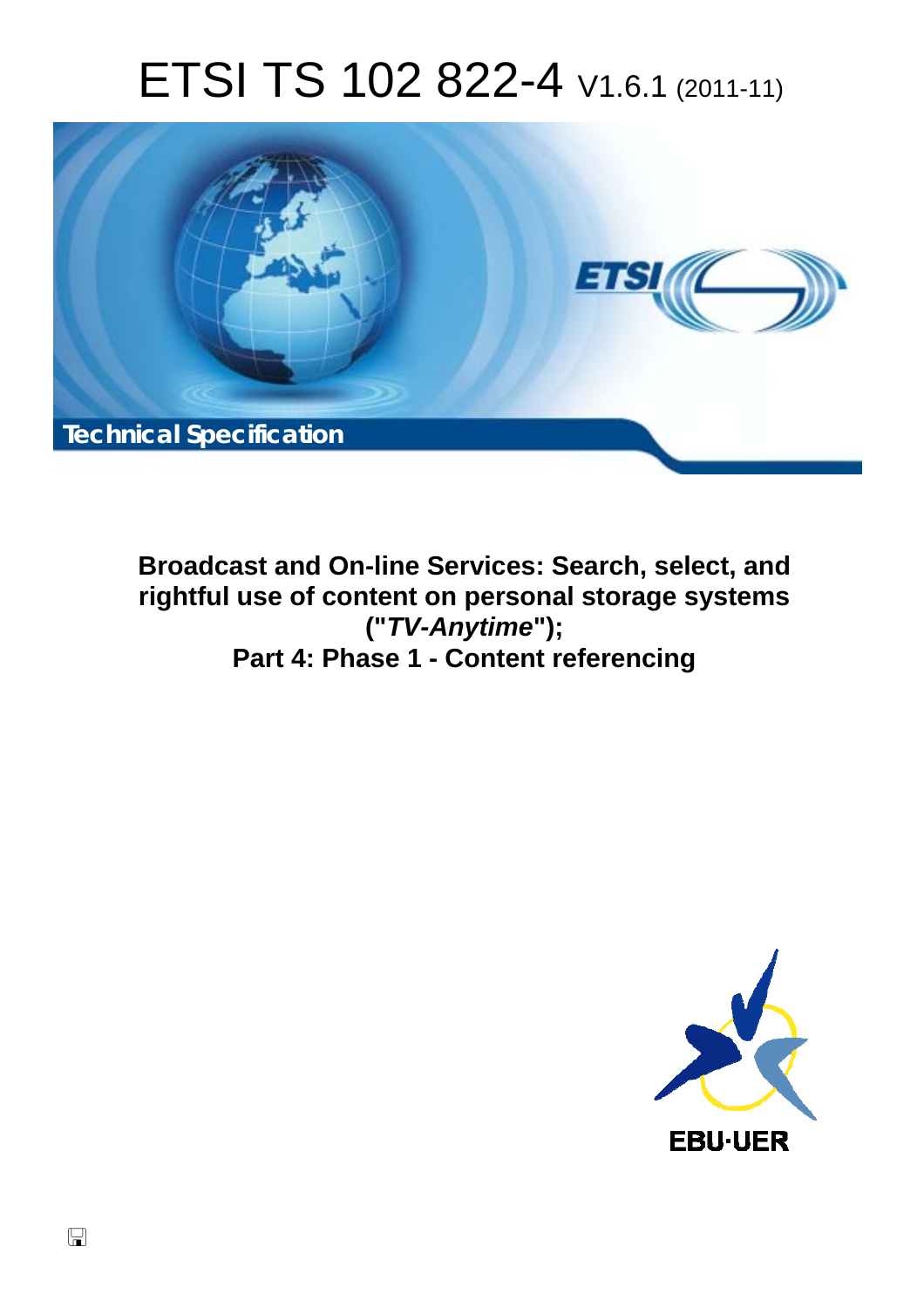# ETSI TS 102 822-4 V1.6.1 (2011-11)

Technical Specification

**Broadcast and On-line Services: Search, select, and rightful use of content on personal storage systems ("*TV-Anytime*"); Part 4: Phase 1 - Content referencing**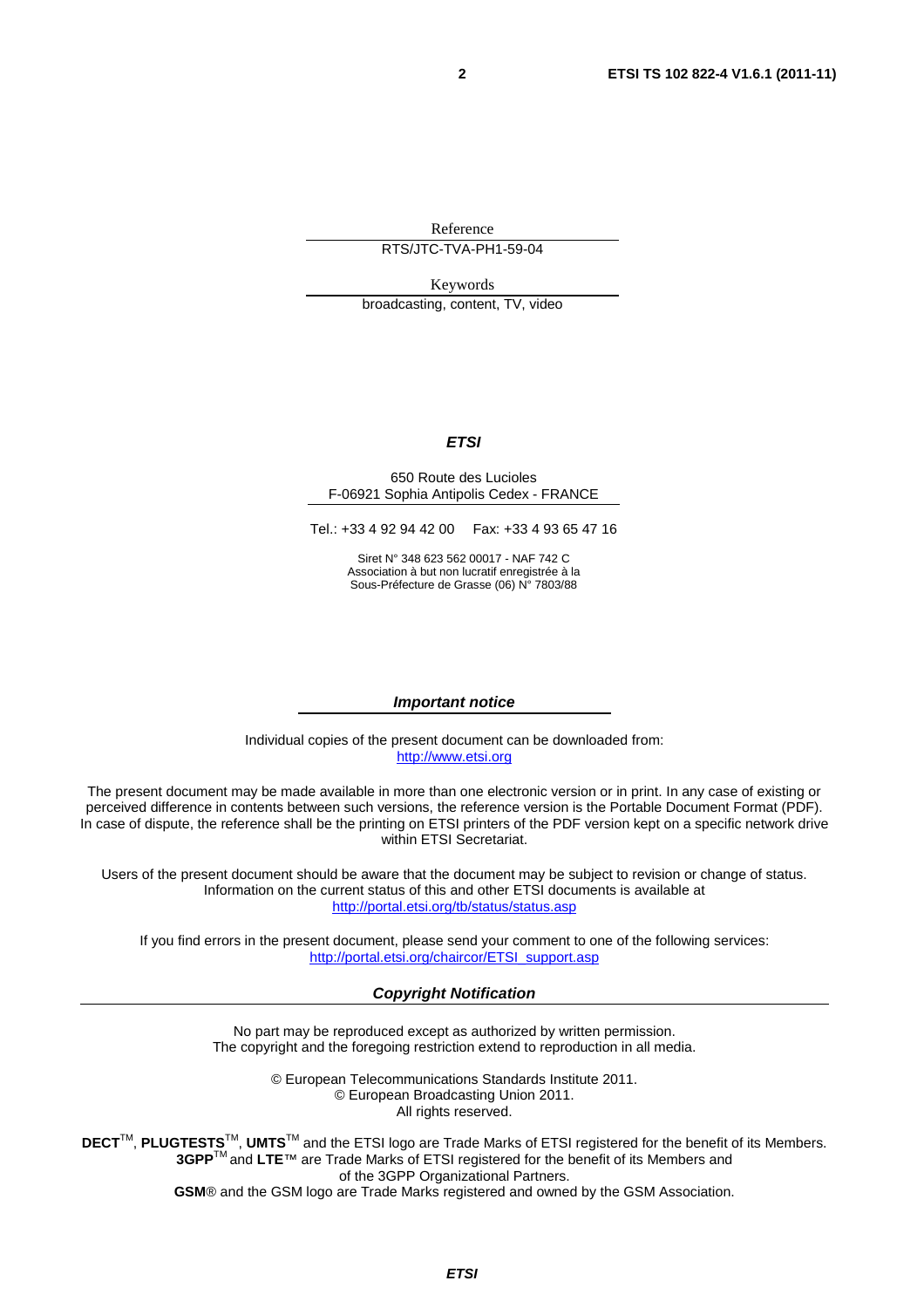Reference

RTS/JTC-TVA-PH1-59-04

Keywords

broadcasting, content, TV, video

***ETSI***

650 Route des Lucioles
F-06921 Sophia Antipolis Cedex - FRANCE

Tel.: +33 4 92 94 42 00 Fax: +33 4 93 65 47 16

Siret N° 348 623 562 00017 - NAF 742 C
Association à but non lucratif enregistrée à la
Sous-Préfecture de Grasse (06) N° 7803/88

***Important notice***

Individual copies of the present document can be downloaded from:
http://www.etsi.org

The present document may be made available in more than one electronic version or in print. In any case of existing or perceived difference in contents between such versions, the reference version is the Portable Document Format (PDF). In case of dispute, the reference shall be the printing on ETSI printers of the PDF version kept on a specific network drive within ETSI Secretariat.

Users of the present document should be aware that the document may be subject to revision or change of status. Information on the current status of this and other ETSI documents is available at
http://portal.etsi.org/tb/status/status.asp

If you find errors in the present document, please send your comment to one of the following services:
http://portal.etsi.org/chaircor/ETSI_support.asp

***Copyright Notification***

No part may be reproduced except as authorized by written permission.
The copyright and the foregoing restriction extend to reproduction in all media.

© European Telecommunications Standards Institute 2011.
© European Broadcasting Union 2011.
All rights reserved.

**DECT**™, **PLUGTESTS**™, **UMTS**™ and the ETSI logo are Trade Marks of ETSI registered for the benefit of its Members.
**3GPP**™ and **LTE**™ are Trade Marks of ETSI registered for the benefit of its Members and
of the 3GPP Organizational Partners.
**GSM**® and the GSM logo are Trade Marks registered and owned by the GSM Association.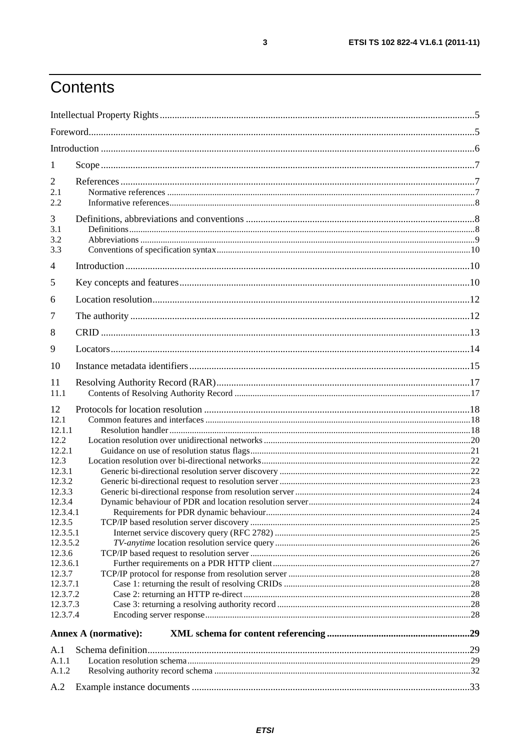# Contents

Intellectual Property Rights ....5
Foreword....5
Introduction ....6

1 Scope....7

2 References....7
2.1 Normative references ....7
2.2 Informative references....8

3 Definitions, abbreviations and conventions ....8
3.1 Definitions....8
3.2 Abbreviations ....9
3.3 Conventions of specification syntax....10

4 Introduction....10

5 Key concepts and features....10

6 Location resolution....12

7 The authority ....12

8 CRID ....13

9 Locators....14

10 Instance metadata identifiers....15

11 Resolving Authority Record (RAR)....17
11.1 Contents of Resolving Authority Record ....17

12 Protocols for location resolution ....18
12.1 Common features and interfaces ....18
12.1.1 Resolution handler....18
12.2 Location resolution over unidirectional networks....20
12.2.1 Guidance on use of resolution status flags....21
12.3 Location resolution over bi-directional networks....22
12.3.1 Generic bi-directional resolution server discovery ....22
12.3.2 Generic bi-directional request to resolution server ....23
12.3.3 Generic bi-directional response from resolution server....24
12.3.4 Dynamic behaviour of PDR and location resolution server....24
12.3.4.1 Requirements for PDR dynamic behaviour....24
12.3.5 TCP/IP based resolution server discovery ....25
12.3.5.1 Internet service discovery query (RFC 2782) ....25
12.3.5.2 *TV-anytime* location resolution service query....26
12.3.6 TCP/IP based request to resolution server ....26
12.3.6.1 Further requirements on a PDR HTTP client....27
12.3.7 TCP/IP protocol for response from resolution server ....28
12.3.7.1 Case 1: returning the result of resolving CRIDs ....28
12.3.7.2 Case 2: returning an HTTP re-direct....28
12.3.7.3 Case 3: returning a resolving authority record ....28
12.3.7.4 Encoding server response....28

**Annex A (normative): XML schema for content referencing ....29**

A.1 Schema definition....29
A.1.1 Location resolution schema....29
A.1.2 Resolving authority record schema ....32

A.2 Example instance documents ....33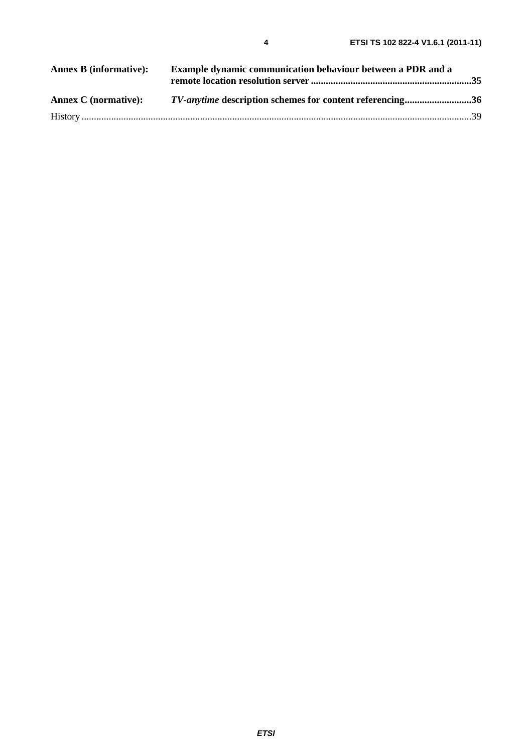**Annex B (informative):** **Example dynamic communication behaviour between a PDR and a remote location resolution server** ................................................................ **35**

**Annex C (normative):** ***TV-anytime* description schemes for content referencing** .......................... **36**

History ........................................................................................................................................................... 39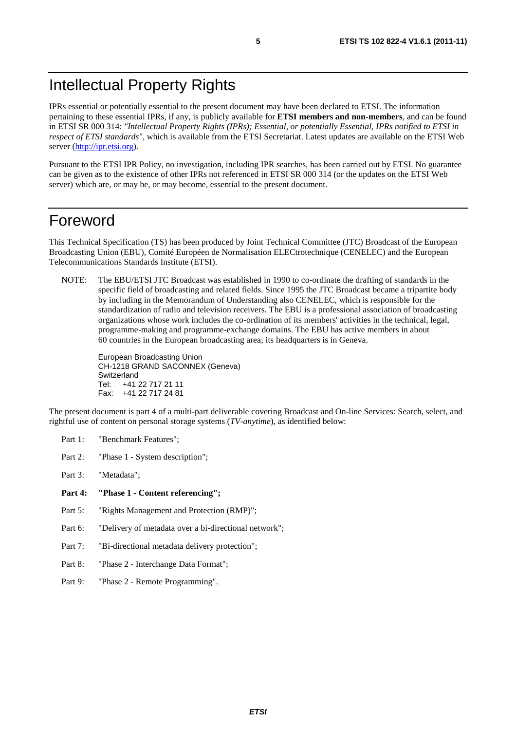# Intellectual Property Rights

IPRs essential or potentially essential to the present document may have been declared to ETSI. The information pertaining to these essential IPRs, if any, is publicly available for **ETSI members and non-members**, and can be found in ETSI SR 000 314: *"Intellectual Property Rights (IPRs); Essential, or potentially Essential, IPRs notified to ETSI in respect of ETSI standards"*, which is available from the ETSI Secretariat. Latest updates are available on the ETSI Web server (http://ipr.etsi.org).

Pursuant to the ETSI IPR Policy, no investigation, including IPR searches, has been carried out by ETSI. No guarantee can be given as to the existence of other IPRs not referenced in ETSI SR 000 314 (or the updates on the ETSI Web server) which are, or may be, or may become, essential to the present document.

# Foreword

This Technical Specification (TS) has been produced by Joint Technical Committee (JTC) Broadcast of the European Broadcasting Union (EBU), Comité Européen de Normalisation ELECtrotechnique (CENELEC) and the European Telecommunications Standards Institute (ETSI).

NOTE: The EBU/ETSI JTC Broadcast was established in 1990 to co-ordinate the drafting of standards in the specific field of broadcasting and related fields. Since 1995 the JTC Broadcast became a tripartite body by including in the Memorandum of Understanding also CENELEC, which is responsible for the standardization of radio and television receivers. The EBU is a professional association of broadcasting organizations whose work includes the co-ordination of its members' activities in the technical, legal, programme-making and programme-exchange domains. The EBU has active members in about 60 countries in the European broadcasting area; its headquarters is in Geneva.

European Broadcasting Union
CH-1218 GRAND SACONNEX (Geneva)
Switzerland
Tel: +41 22 717 21 11
Fax: +41 22 717 24 81

The present document is part 4 of a multi-part deliverable covering Broadcast and On-line Services: Search, select, and rightful use of content on personal storage systems (*TV-anytime*), as identified below:

Part 1: "Benchmark Features";

Part 2: "Phase 1 - System description";

Part 3: "Metadata";

**Part 4: "Phase 1 - Content referencing";**

Part 5: "Rights Management and Protection (RMP)";

Part 6: "Delivery of metadata over a bi-directional network";

Part 7: "Bi-directional metadata delivery protection";

Part 8: "Phase 2 - Interchange Data Format";

Part 9: "Phase 2 - Remote Programming".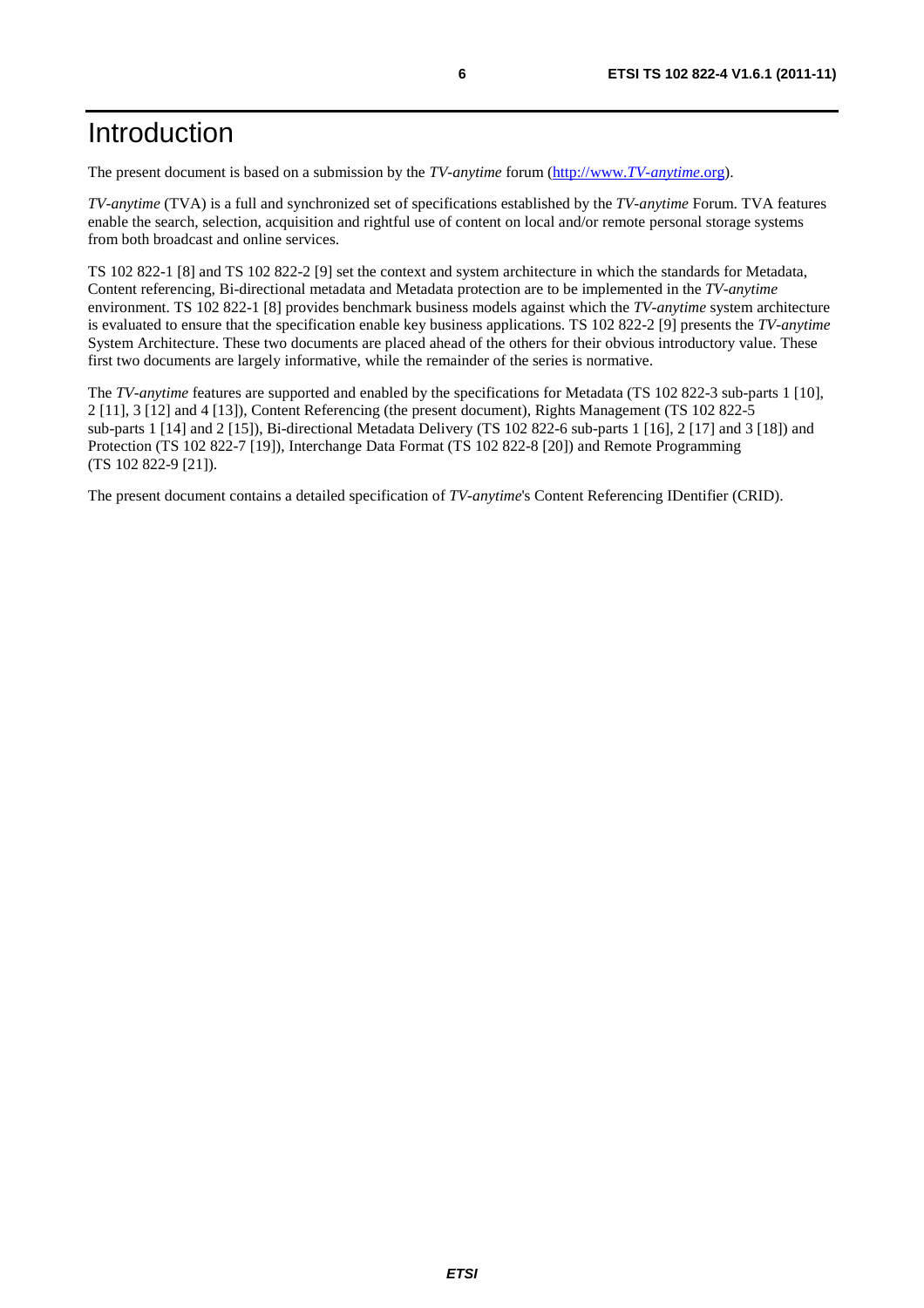# Introduction

The present document is based on a submission by the *TV-anytime* forum (http://www.*TV-anytime*.org).

*TV-anytime* (TVA) is a full and synchronized set of specifications established by the *TV-anytime* Forum. TVA features enable the search, selection, acquisition and rightful use of content on local and/or remote personal storage systems from both broadcast and online services.

TS 102 822-1 [8] and TS 102 822-2 [9] set the context and system architecture in which the standards for Metadata, Content referencing, Bi-directional metadata and Metadata protection are to be implemented in the *TV-anytime* environment. TS 102 822-1 [8] provides benchmark business models against which the *TV-anytime* system architecture is evaluated to ensure that the specification enable key business applications. TS 102 822-2 [9] presents the *TV-anytime* System Architecture. These two documents are placed ahead of the others for their obvious introductory value. These first two documents are largely informative, while the remainder of the series is normative.

The *TV-anytime* features are supported and enabled by the specifications for Metadata (TS 102 822-3 sub-parts 1 [10], 2 [11], 3 [12] and 4 [13]), Content Referencing (the present document), Rights Management (TS 102 822-5 sub-parts 1 [14] and 2 [15]), Bi-directional Metadata Delivery (TS 102 822-6 sub-parts 1 [16], 2 [17] and 3 [18]) and Protection (TS 102 822-7 [19]), Interchange Data Format (TS 102 822-8 [20]) and Remote Programming (TS 102 822-9 [21]).

The present document contains a detailed specification of *TV-anytime*'s Content Referencing IDentifier (CRID).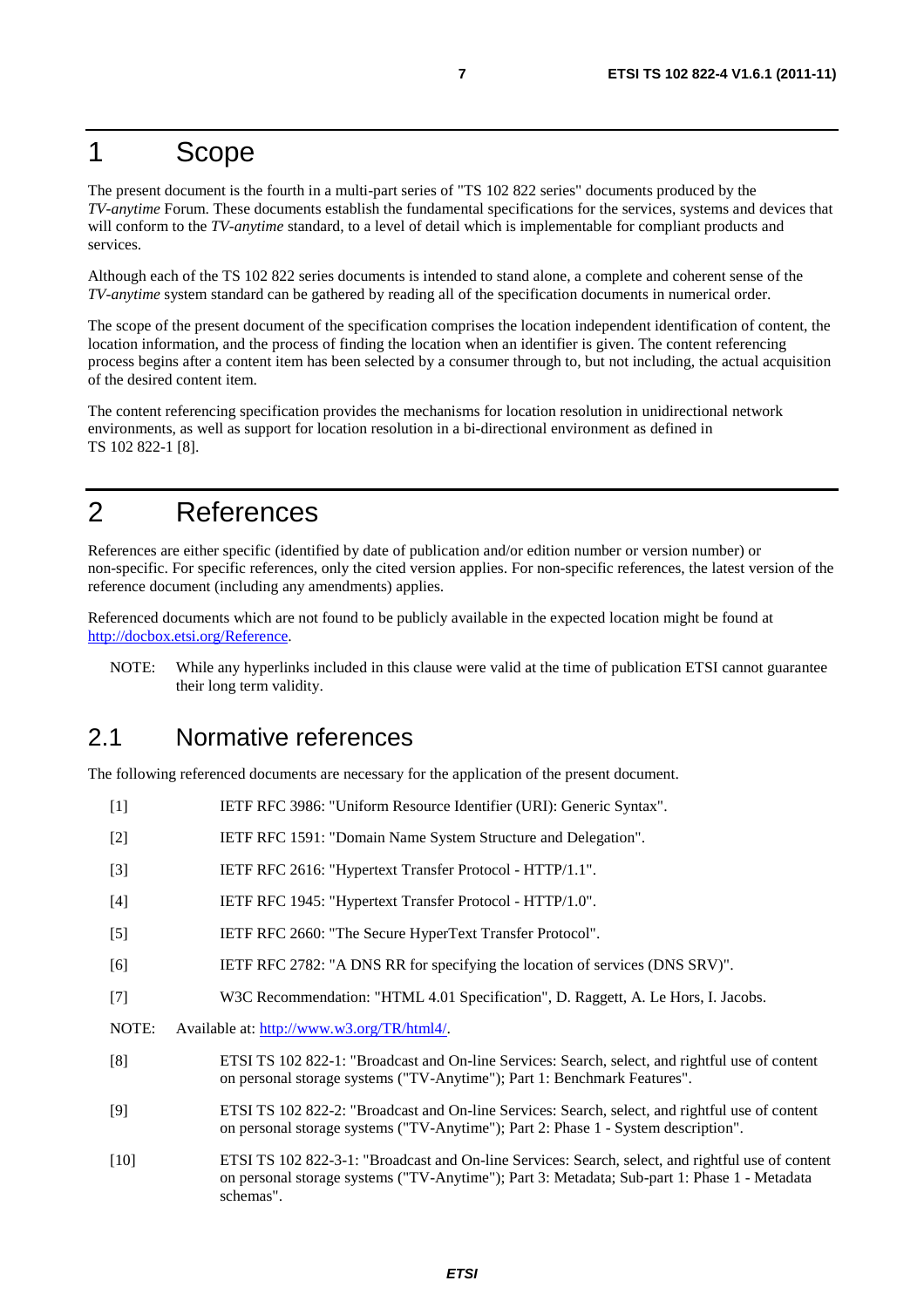# 1 Scope

The present document is the fourth in a multi-part series of "TS 102 822 series" documents produced by the *TV-anytime* Forum. These documents establish the fundamental specifications for the services, systems and devices that will conform to the *TV-anytime* standard, to a level of detail which is implementable for compliant products and services.

Although each of the TS 102 822 series documents is intended to stand alone, a complete and coherent sense of the *TV-anytime* system standard can be gathered by reading all of the specification documents in numerical order.

The scope of the present document of the specification comprises the location independent identification of content, the location information, and the process of finding the location when an identifier is given. The content referencing process begins after a content item has been selected by a consumer through to, but not including, the actual acquisition of the desired content item.

The content referencing specification provides the mechanisms for location resolution in unidirectional network environments, as well as support for location resolution in a bi-directional environment as defined in TS 102 822-1 [8].

# 2 References

References are either specific (identified by date of publication and/or edition number or version number) or non-specific. For specific references, only the cited version applies. For non-specific references, the latest version of the reference document (including any amendments) applies.

Referenced documents which are not found to be publicly available in the expected location might be found at http://docbox.etsi.org/Reference.

NOTE: While any hyperlinks included in this clause were valid at the time of publication ETSI cannot guarantee their long term validity.

## 2.1 Normative references

The following referenced documents are necessary for the application of the present document.

[1] IETF RFC 3986: "Uniform Resource Identifier (URI): Generic Syntax".

[2] IETF RFC 1591: "Domain Name System Structure and Delegation".

[3] IETF RFC 2616: "Hypertext Transfer Protocol - HTTP/1.1".

[4] IETF RFC 1945: "Hypertext Transfer Protocol - HTTP/1.0".

[5] IETF RFC 2660: "The Secure HyperText Transfer Protocol".

[6] IETF RFC 2782: "A DNS RR for specifying the location of services (DNS SRV)".

[7] W3C Recommendation: "HTML 4.01 Specification", D. Raggett, A. Le Hors, I. Jacobs.

NOTE: Available at: http://www.w3.org/TR/html4/.

[8] ETSI TS 102 822-1: "Broadcast and On-line Services: Search, select, and rightful use of content on personal storage systems ("TV-Anytime"); Part 1: Benchmark Features".

[9] ETSI TS 102 822-2: "Broadcast and On-line Services: Search, select, and rightful use of content on personal storage systems ("TV-Anytime"); Part 2: Phase 1 - System description".

[10] ETSI TS 102 822-3-1: "Broadcast and On-line Services: Search, select, and rightful use of content on personal storage systems ("TV-Anytime"); Part 3: Metadata; Sub-part 1: Phase 1 - Metadata schemas".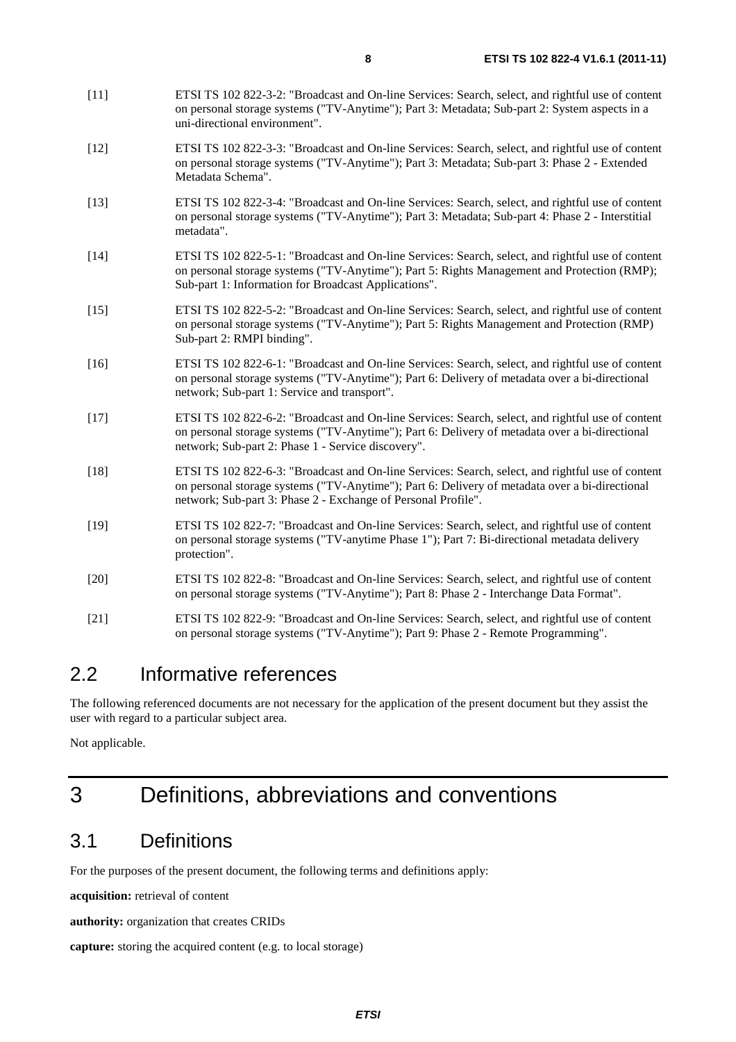[11] ETSI TS 102 822-3-2: "Broadcast and On-line Services: Search, select, and rightful use of content on personal storage systems ("TV-Anytime"); Part 3: Metadata; Sub-part 2: System aspects in a uni-directional environment".

[12] ETSI TS 102 822-3-3: "Broadcast and On-line Services: Search, select, and rightful use of content on personal storage systems ("TV-Anytime"); Part 3: Metadata; Sub-part 3: Phase 2 - Extended Metadata Schema".

[13] ETSI TS 102 822-3-4: "Broadcast and On-line Services: Search, select, and rightful use of content on personal storage systems ("TV-Anytime"); Part 3: Metadata; Sub-part 4: Phase 2 - Interstitial metadata".

[14] ETSI TS 102 822-5-1: "Broadcast and On-line Services: Search, select, and rightful use of content on personal storage systems ("TV-Anytime"); Part 5: Rights Management and Protection (RMP); Sub-part 1: Information for Broadcast Applications".

[15] ETSI TS 102 822-5-2: "Broadcast and On-line Services: Search, select, and rightful use of content on personal storage systems ("TV-Anytime"); Part 5: Rights Management and Protection (RMP) Sub-part 2: RMPI binding".

[16] ETSI TS 102 822-6-1: "Broadcast and On-line Services: Search, select, and rightful use of content on personal storage systems ("TV-Anytime"); Part 6: Delivery of metadata over a bi-directional network; Sub-part 1: Service and transport".

[17] ETSI TS 102 822-6-2: "Broadcast and On-line Services: Search, select, and rightful use of content on personal storage systems ("TV-Anytime"); Part 6: Delivery of metadata over a bi-directional network; Sub-part 2: Phase 1 - Service discovery".

[18] ETSI TS 102 822-6-3: "Broadcast and On-line Services: Search, select, and rightful use of content on personal storage systems ("TV-Anytime"); Part 6: Delivery of metadata over a bi-directional network; Sub-part 3: Phase 2 - Exchange of Personal Profile".

[19] ETSI TS 102 822-7: "Broadcast and On-line Services: Search, select, and rightful use of content on personal storage systems ("TV-anytime Phase 1"); Part 7: Bi-directional metadata delivery protection".

[20] ETSI TS 102 822-8: "Broadcast and On-line Services: Search, select, and rightful use of content on personal storage systems ("TV-Anytime"); Part 8: Phase 2 - Interchange Data Format".

[21] ETSI TS 102 822-9: "Broadcast and On-line Services: Search, select, and rightful use of content on personal storage systems ("TV-Anytime"); Part 9: Phase 2 - Remote Programming".

## 2.2 Informative references

The following referenced documents are not necessary for the application of the present document but they assist the user with regard to a particular subject area.

Not applicable.

# 3 Definitions, abbreviations and conventions

## 3.1 Definitions

For the purposes of the present document, the following terms and definitions apply:

**acquisition:** retrieval of content

**authority:** organization that creates CRIDs

**capture:** storing the acquired content (e.g. to local storage)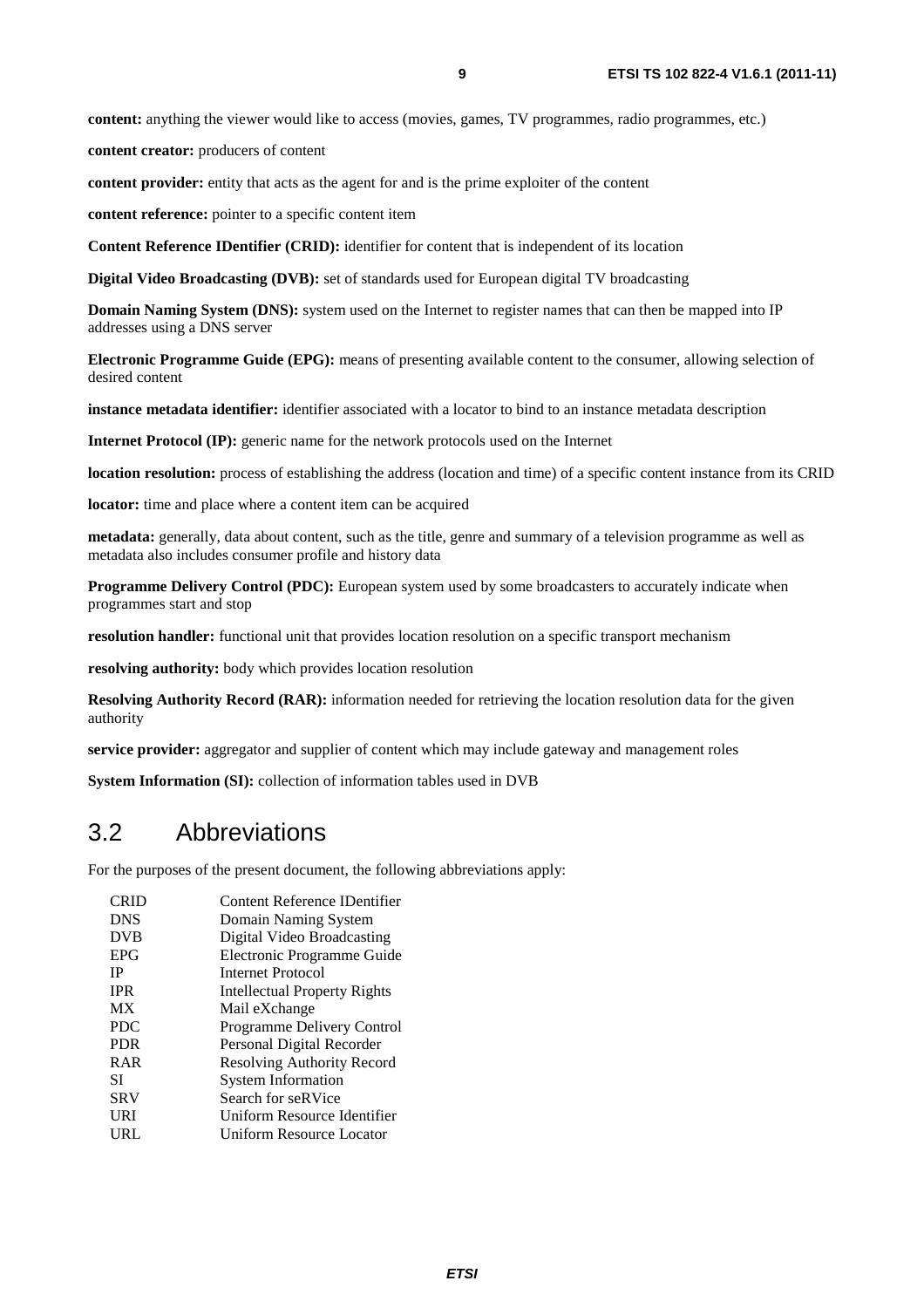**content:** anything the viewer would like to access (movies, games, TV programmes, radio programmes, etc.)

**content creator:** producers of content

**content provider:** entity that acts as the agent for and is the prime exploiter of the content

**content reference:** pointer to a specific content item

**Content Reference IDentifier (CRID):** identifier for content that is independent of its location

**Digital Video Broadcasting (DVB):** set of standards used for European digital TV broadcasting

**Domain Naming System (DNS):** system used on the Internet to register names that can then be mapped into IP addresses using a DNS server

**Electronic Programme Guide (EPG):** means of presenting available content to the consumer, allowing selection of desired content

**instance metadata identifier:** identifier associated with a locator to bind to an instance metadata description

**Internet Protocol (IP):** generic name for the network protocols used on the Internet

**location resolution:** process of establishing the address (location and time) of a specific content instance from its CRID

**locator:** time and place where a content item can be acquired

**metadata:** generally, data about content, such as the title, genre and summary of a television programme as well as metadata also includes consumer profile and history data

**Programme Delivery Control (PDC):** European system used by some broadcasters to accurately indicate when programmes start and stop

**resolution handler:** functional unit that provides location resolution on a specific transport mechanism

**resolving authority:** body which provides location resolution

**Resolving Authority Record (RAR):** information needed for retrieving the location resolution data for the given authority

**service provider:** aggregator and supplier of content which may include gateway and management roles

**System Information (SI):** collection of information tables used in DVB

## 3.2 Abbreviations

For the purposes of the present document, the following abbreviations apply:

| | |
|---|---|
| CRID | Content Reference IDentifier |
| DNS | Domain Naming System |
| DVB | Digital Video Broadcasting |
| EPG | Electronic Programme Guide |
| IP | Internet Protocol |
| IPR | Intellectual Property Rights |
| MX | Mail eXchange |
| PDC | Programme Delivery Control |
| PDR | Personal Digital Recorder |
| RAR | Resolving Authority Record |
| SI | System Information |
| SRV | Search for seRVice |
| URI | Uniform Resource Identifier |
| URL | Uniform Resource Locator |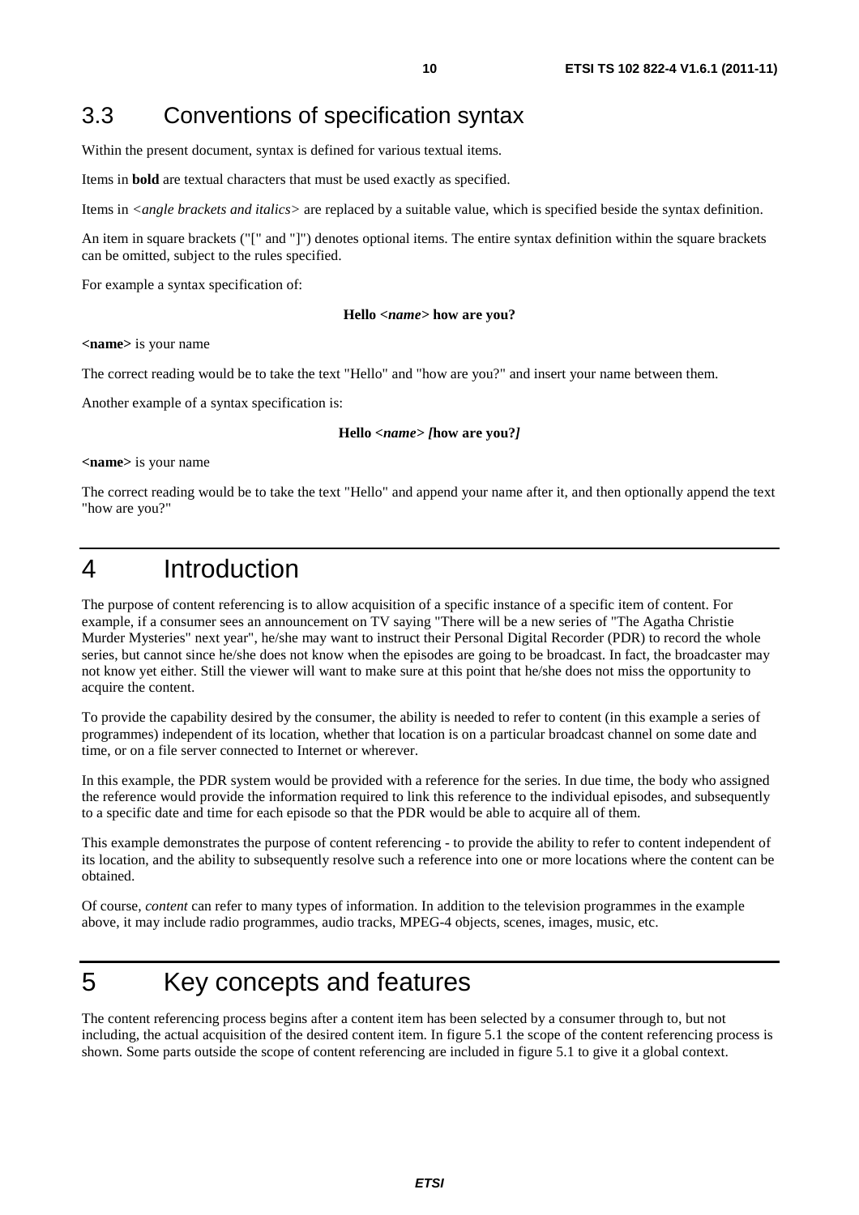## 3.3 Conventions of specification syntax

Within the present document, syntax is defined for various textual items.

Items in **bold** are textual characters that must be used exactly as specified.

Items in *<angle brackets and italics>* are replaced by a suitable value, which is specified beside the syntax definition.

An item in square brackets ("[" and "]") denotes optional items. The entire syntax definition within the square brackets can be omitted, subject to the rules specified.

For example a syntax specification of:

**Hello <*name*> how are you?**

**<name>** is your name

The correct reading would be to take the text "Hello" and "how are you?" and insert your name between them.

Another example of a syntax specification is:

**Hello <*name*> *[*how are you?*]***

**<name>** is your name

The correct reading would be to take the text "Hello" and append your name after it, and then optionally append the text "how are you?"

# 4 Introduction

The purpose of content referencing is to allow acquisition of a specific instance of a specific item of content. For example, if a consumer sees an announcement on TV saying "There will be a new series of "The Agatha Christie Murder Mysteries" next year", he/she may want to instruct their Personal Digital Recorder (PDR) to record the whole series, but cannot since he/she does not know when the episodes are going to be broadcast. In fact, the broadcaster may not know yet either. Still the viewer will want to make sure at this point that he/she does not miss the opportunity to acquire the content.

To provide the capability desired by the consumer, the ability is needed to refer to content (in this example a series of programmes) independent of its location, whether that location is on a particular broadcast channel on some date and time, or on a file server connected to Internet or wherever.

In this example, the PDR system would be provided with a reference for the series. In due time, the body who assigned the reference would provide the information required to link this reference to the individual episodes, and subsequently to a specific date and time for each episode so that the PDR would be able to acquire all of them.

This example demonstrates the purpose of content referencing - to provide the ability to refer to content independent of its location, and the ability to subsequently resolve such a reference into one or more locations where the content can be obtained.

Of course, *content* can refer to many types of information. In addition to the television programmes in the example above, it may include radio programmes, audio tracks, MPEG-4 objects, scenes, images, music, etc.

# 5 Key concepts and features

The content referencing process begins after a content item has been selected by a consumer through to, but not including, the actual acquisition of the desired content item. In figure 5.1 the scope of the content referencing process is shown. Some parts outside the scope of content referencing are included in figure 5.1 to give it a global context.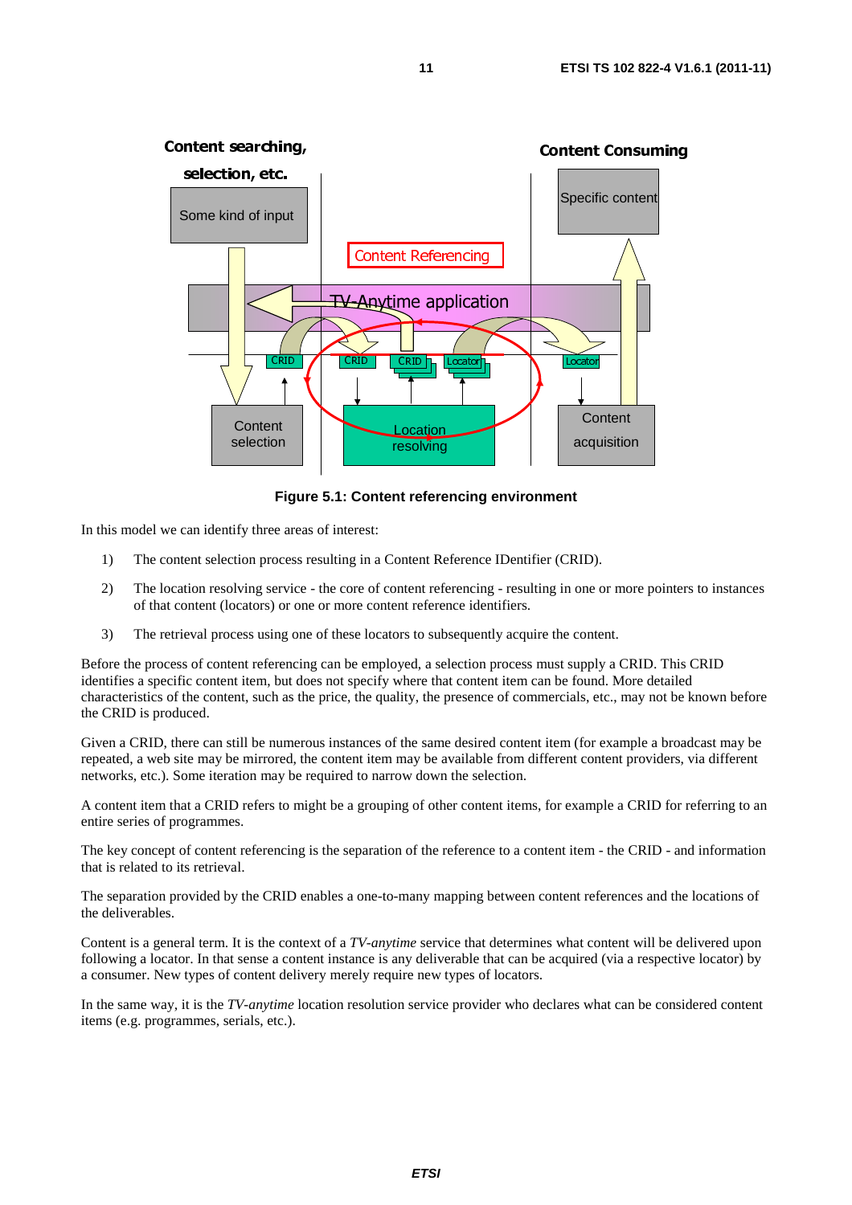Figure 5.1: Content referencing environment

In this model we can identify three areas of interest:

1) The content selection process resulting in a Content Reference IDentifier (CRID).

2) The location resolving service - the core of content referencing - resulting in one or more pointers to instances of that content (locators) or one or more content reference identifiers.

3) The retrieval process using one of these locators to subsequently acquire the content.

Before the process of content referencing can be employed, a selection process must supply a CRID. This CRID identifies a specific content item, but does not specify where that content item can be found. More detailed characteristics of the content, such as the price, the quality, the presence of commercials, etc., may not be known before the CRID is produced.

Given a CRID, there can still be numerous instances of the same desired content item (for example a broadcast may be repeated, a web site may be mirrored, the content item may be available from different content providers, via different networks, etc.). Some iteration may be required to narrow down the selection.

A content item that a CRID refers to might be a grouping of other content items, for example a CRID for referring to an entire series of programmes.

The key concept of content referencing is the separation of the reference to a content item - the CRID - and information that is related to its retrieval.

The separation provided by the CRID enables a one-to-many mapping between content references and the locations of the deliverables.

Content is a general term. It is the context of a *TV-anytime* service that determines what content will be delivered upon following a locator. In that sense a content instance is any deliverable that can be acquired (via a respective locator) by a consumer. New types of content delivery merely require new types of locators.

In the same way, it is the *TV-anytime* location resolution service provider who declares what can be considered content items (e.g. programmes, serials, etc.).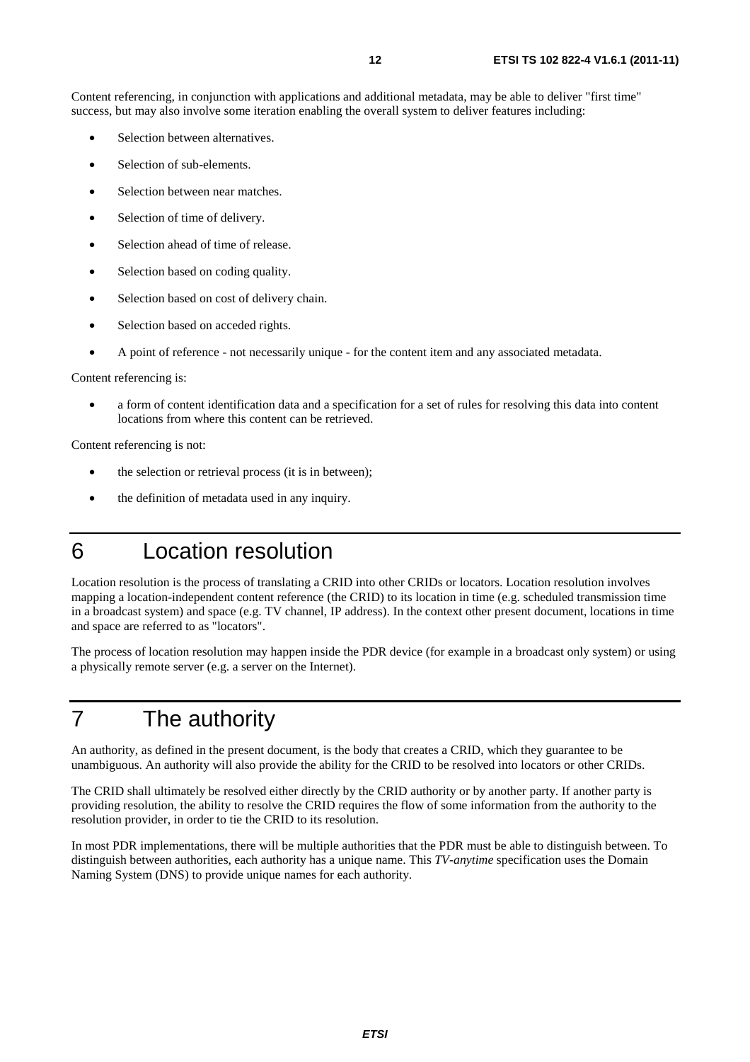Content referencing, in conjunction with applications and additional metadata, may be able to deliver "first time" success, but may also involve some iteration enabling the overall system to deliver features including:

- Selection between alternatives.
- Selection of sub-elements.
- Selection between near matches.
- Selection of time of delivery.
- Selection ahead of time of release.
- Selection based on coding quality.
- Selection based on cost of delivery chain.
- Selection based on acceded rights.
- A point of reference - not necessarily unique - for the content item and any associated metadata.

Content referencing is:

- a form of content identification data and a specification for a set of rules for resolving this data into content locations from where this content can be retrieved.

Content referencing is not:

- the selection or retrieval process (it is in between);
- the definition of metadata used in any inquiry.

# 6 Location resolution

Location resolution is the process of translating a CRID into other CRIDs or locators. Location resolution involves mapping a location-independent content reference (the CRID) to its location in time (e.g. scheduled transmission time in a broadcast system) and space (e.g. TV channel, IP address). In the context other present document, locations in time and space are referred to as "locators".

The process of location resolution may happen inside the PDR device (for example in a broadcast only system) or using a physically remote server (e.g. a server on the Internet).

# 7 The authority

An authority, as defined in the present document, is the body that creates a CRID, which they guarantee to be unambiguous. An authority will also provide the ability for the CRID to be resolved into locators or other CRIDs.

The CRID shall ultimately be resolved either directly by the CRID authority or by another party. If another party is providing resolution, the ability to resolve the CRID requires the flow of some information from the authority to the resolution provider, in order to tie the CRID to its resolution.

In most PDR implementations, there will be multiple authorities that the PDR must be able to distinguish between. To distinguish between authorities, each authority has a unique name. This *TV-anytime* specification uses the Domain Naming System (DNS) to provide unique names for each authority.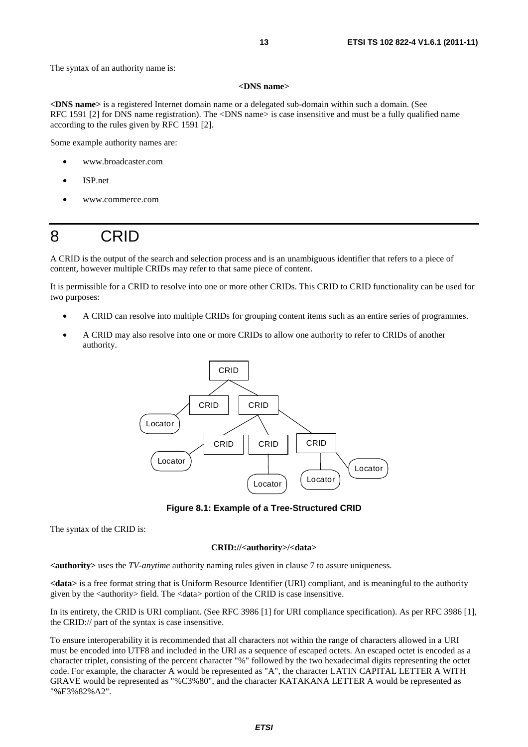The syntax of an authority name is:

**<DNS name>**

**<DNS name>** is a registered Internet domain name or a delegated sub-domain within such a domain. (See RFC 1591 [2] for DNS name registration). The <DNS name> is case insensitive and must be a fully qualified name according to the rules given by RFC 1591 [2].

Some example authority names are:

- www.broadcaster.com
- ISP.net
- www.commerce.com

# 8 CRID

A CRID is the output of the search and selection process and is an unambiguous identifier that refers to a piece of content, however multiple CRIDs may refer to that same piece of content.

It is permissible for a CRID to resolve into one or more other CRIDs. This CRID to CRID functionality can be used for two purposes:

- A CRID can resolve into multiple CRIDs for grouping content items such as an entire series of programmes.
- A CRID may also resolve into one or more CRIDs to allow one authority to refer to CRIDs of another authority.

**Figure 8.1: Example of a Tree-Structured CRID**

The syntax of the CRID is:

**CRID://<authority>/<data>**

**<authority>** uses the *TV-anytime* authority naming rules given in clause 7 to assure uniqueness.

**<data>** is a free format string that is Uniform Resource Identifier (URI) compliant, and is meaningful to the authority given by the <authority> field. The <data> portion of the CRID is case insensitive.

In its entirety, the CRID is URI compliant. (See RFC 3986 [1] for URI compliance specification). As per RFC 3986 [1], the CRID:// part of the syntax is case insensitive.

To ensure interoperability it is recommended that all characters not within the range of characters allowed in a URI must be encoded into UTF8 and included in the URI as a sequence of escaped octets. An escaped octet is encoded as a character triplet, consisting of the percent character "%" followed by the two hexadecimal digits representing the octet code. For example, the character A would be represented as "A", the character LATIN CAPITAL LETTER A WITH GRAVE would be represented as "%C3%80", and the character KATAKANA LETTER A would be represented as "%E3%82%A2".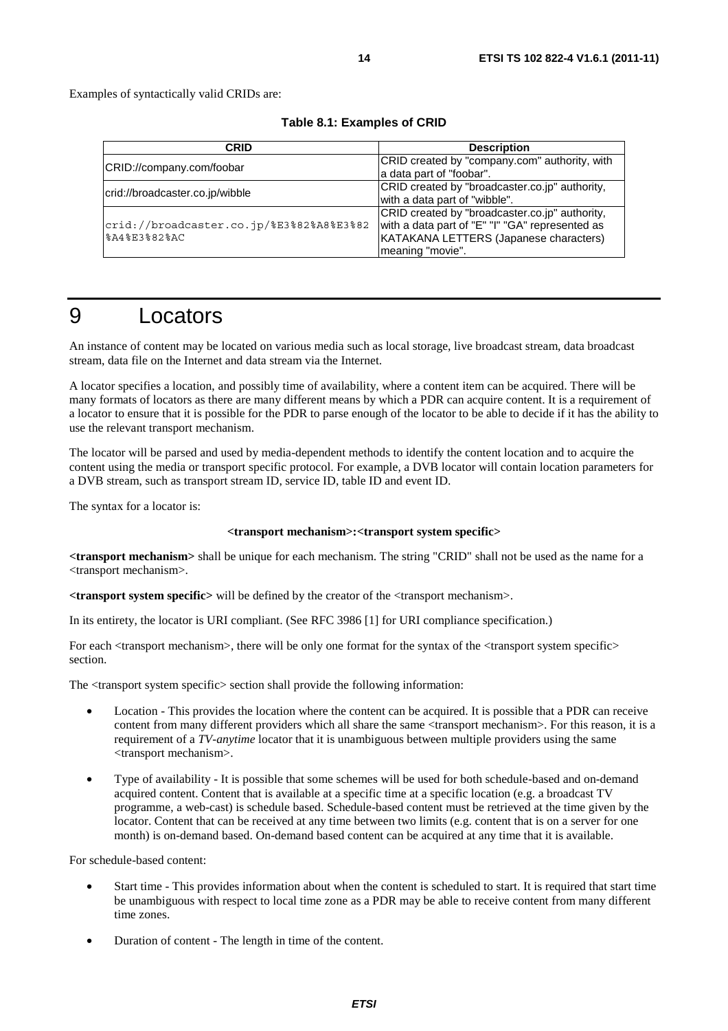Examples of syntactically valid CRIDs are:

**Table 8.1: Examples of CRID**

| CRID | Description |
|---|---|
| CRID://company.com/foobar | CRID created by "company.com" authority, with a data part of "foobar". |
| crid://broadcaster.co.jp/wibble | CRID created by "broadcaster.co.jp" authority, with a data part of "wibble". |
| crid://broadcaster.co.jp/%E3%82%A8%E3%82%A4%E3%82%AC | CRID created by "broadcaster.co.jp" authority, with a data part of "E" "I" "GA" represented as KATAKANA LETTERS (Japanese characters) meaning "movie". |

# 9 Locators

An instance of content may be located on various media such as local storage, live broadcast stream, data broadcast stream, data file on the Internet and data stream via the Internet.

A locator specifies a location, and possibly time of availability, where a content item can be acquired. There will be many formats of locators as there are many different means by which a PDR can acquire content. It is a requirement of a locator to ensure that it is possible for the PDR to parse enough of the locator to be able to decide if it has the ability to use the relevant transport mechanism.

The locator will be parsed and used by media-dependent methods to identify the content location and to acquire the content using the media or transport specific protocol. For example, a DVB locator will contain location parameters for a DVB stream, such as transport stream ID, service ID, table ID and event ID.

The syntax for a locator is:

**<transport mechanism>:<transport system specific>**

**<transport mechanism>** shall be unique for each mechanism. The string "CRID" shall not be used as the name for a <transport mechanism>.

**<transport system specific>** will be defined by the creator of the <transport mechanism>.

In its entirety, the locator is URI compliant. (See RFC 3986 [1] for URI compliance specification.)

For each <transport mechanism>, there will be only one format for the syntax of the <transport system specific> section.

The <transport system specific> section shall provide the following information:

- Location - This provides the location where the content can be acquired. It is possible that a PDR can receive content from many different providers which all share the same <transport mechanism>. For this reason, it is a requirement of a *TV-anytime* locator that it is unambiguous between multiple providers using the same <transport mechanism>.
- Type of availability - It is possible that some schemes will be used for both schedule-based and on-demand acquired content. Content that is available at a specific time at a specific location (e.g. a broadcast TV programme, a web-cast) is schedule based. Schedule-based content must be retrieved at the time given by the locator. Content that can be received at any time between two limits (e.g. content that is on a server for one month) is on-demand based. On-demand based content can be acquired at any time that it is available.

For schedule-based content:

- Start time - This provides information about when the content is scheduled to start. It is required that start time be unambiguous with respect to local time zone as a PDR may be able to receive content from many different time zones.
- Duration of content - The length in time of the content.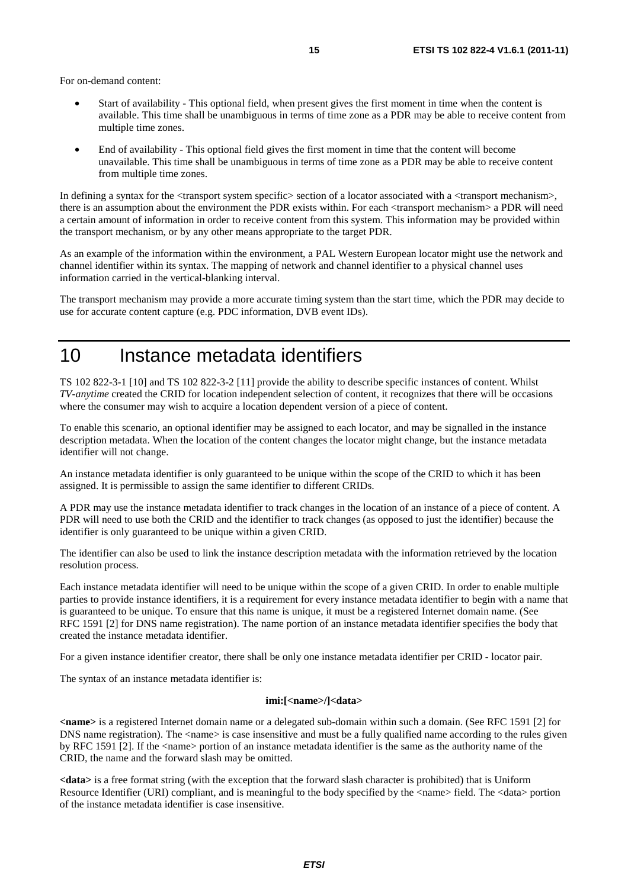For on-demand content:

- Start of availability - This optional field, when present gives the first moment in time when the content is available. This time shall be unambiguous in terms of time zone as a PDR may be able to receive content from multiple time zones.
- End of availability - This optional field gives the first moment in time that the content will become unavailable. This time shall be unambiguous in terms of time zone as a PDR may be able to receive content from multiple time zones.

In defining a syntax for the <transport system specific> section of a locator associated with a <transport mechanism>, there is an assumption about the environment the PDR exists within. For each <transport mechanism> a PDR will need a certain amount of information in order to receive content from this system. This information may be provided within the transport mechanism, or by any other means appropriate to the target PDR.

As an example of the information within the environment, a PAL Western European locator might use the network and channel identifier within its syntax. The mapping of network and channel identifier to a physical channel uses information carried in the vertical-blanking interval.

The transport mechanism may provide a more accurate timing system than the start time, which the PDR may decide to use for accurate content capture (e.g. PDC information, DVB event IDs).

# 10 Instance metadata identifiers

TS 102 822-3-1 [10] and TS 102 822-3-2 [11] provide the ability to describe specific instances of content. Whilst *TV-anytime* created the CRID for location independent selection of content, it recognizes that there will be occasions where the consumer may wish to acquire a location dependent version of a piece of content.

To enable this scenario, an optional identifier may be assigned to each locator, and may be signalled in the instance description metadata. When the location of the content changes the locator might change, but the instance metadata identifier will not change.

An instance metadata identifier is only guaranteed to be unique within the scope of the CRID to which it has been assigned. It is permissible to assign the same identifier to different CRIDs.

A PDR may use the instance metadata identifier to track changes in the location of an instance of a piece of content. A PDR will need to use both the CRID and the identifier to track changes (as opposed to just the identifier) because the identifier is only guaranteed to be unique within a given CRID.

The identifier can also be used to link the instance description metadata with the information retrieved by the location resolution process.

Each instance metadata identifier will need to be unique within the scope of a given CRID. In order to enable multiple parties to provide instance identifiers, it is a requirement for every instance metadata identifier to begin with a name that is guaranteed to be unique. To ensure that this name is unique, it must be a registered Internet domain name. (See RFC 1591 [2] for DNS name registration). The name portion of an instance metadata identifier specifies the body that created the instance metadata identifier.

For a given instance identifier creator, there shall be only one instance metadata identifier per CRID - locator pair.

The syntax of an instance metadata identifier is:

**imi:[<name>/]<data>**

**<name>** is a registered Internet domain name or a delegated sub-domain within such a domain. (See RFC 1591 [2] for DNS name registration). The <name> is case insensitive and must be a fully qualified name according to the rules given by RFC 1591 [2]. If the <name> portion of an instance metadata identifier is the same as the authority name of the CRID, the name and the forward slash may be omitted.

**<data>** is a free format string (with the exception that the forward slash character is prohibited) that is Uniform Resource Identifier (URI) compliant, and is meaningful to the body specified by the <name> field. The <data> portion of the instance metadata identifier is case insensitive.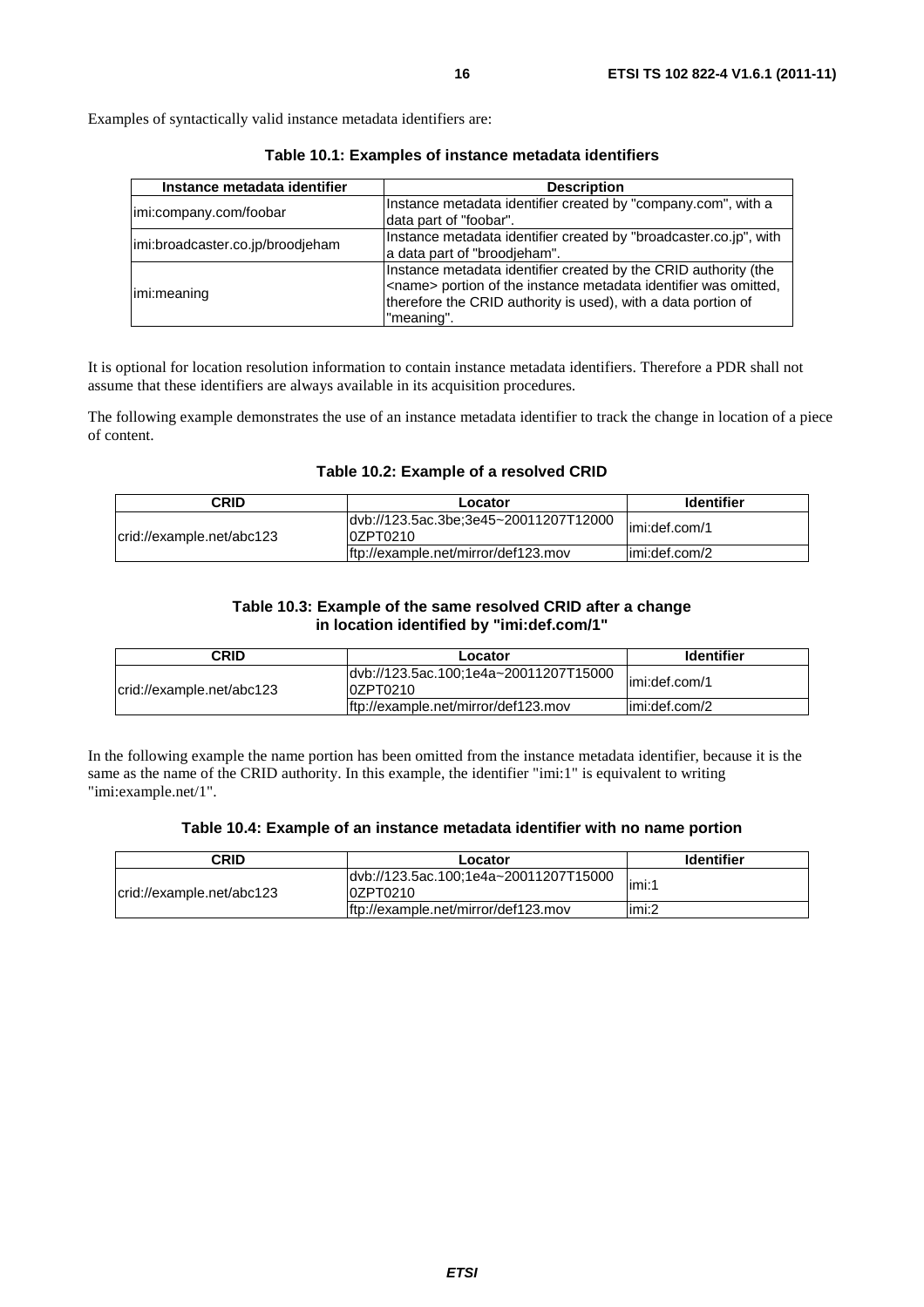Examples of syntactically valid instance metadata identifiers are:

**Table 10.1: Examples of instance metadata identifiers**

| Instance metadata identifier | Description |
|---|---|
| imi:company.com/foobar | Instance metadata identifier created by "company.com", with a data part of "foobar". |
| imi:broadcaster.co.jp/broodjeham | Instance metadata identifier created by "broadcaster.co.jp", with a data part of "broodjeham". |
| imi:meaning | Instance metadata identifier created by the CRID authority (the <name> portion of the instance metadata identifier was omitted, therefore the CRID authority is used), with a data portion of "meaning". |

It is optional for location resolution information to contain instance metadata identifiers. Therefore a PDR shall not assume that these identifiers are always available in its acquisition procedures.

The following example demonstrates the use of an instance metadata identifier to track the change in location of a piece of content.

**Table 10.2: Example of a resolved CRID**

| CRID | Locator | Identifier |
|---|---|---|
| crid://example.net/abc123 | dvb://123.5ac.3be;3e45~20011207T120000ZPT0210 | imi:def.com/1 |
| | ftp://example.net/mirror/def123.mov | imi:def.com/2 |

**Table 10.3: Example of the same resolved CRID after a change in location identified by "imi:def.com/1"**

| CRID | Locator | Identifier |
|---|---|---|
| crid://example.net/abc123 | dvb://123.5ac.100;1e4a~20011207T150000ZPT0210 | imi:def.com/1 |
| | ftp://example.net/mirror/def123.mov | imi:def.com/2 |

In the following example the name portion has been omitted from the instance metadata identifier, because it is the same as the name of the CRID authority. In this example, the identifier "imi:1" is equivalent to writing "imi:example.net/1".

**Table 10.4: Example of an instance metadata identifier with no name portion**

| CRID | Locator | Identifier |
|---|---|---|
| crid://example.net/abc123 | dvb://123.5ac.100;1e4a~20011207T150000ZPT0210 | imi:1 |
| | ftp://example.net/mirror/def123.mov | imi:2 |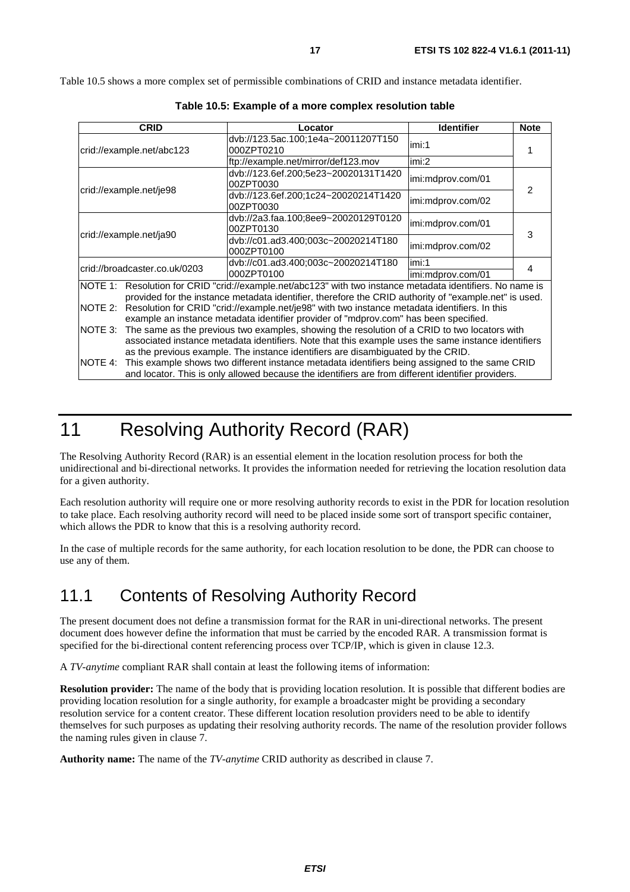Table 10.5 shows a more complex set of permissible combinations of CRID and instance metadata identifier.

**Table 10.5: Example of a more complex resolution table**

| CRID | Locator | Identifier | Note |
|---|---|---|---|
| crid://example.net/abc123 | dvb://123.5ac.100;1e4a~20011207T150000ZPT0210 | imi:1 | 1 |
| | ftp://example.net/mirror/def123.mov | imi:2 | |
| crid://example.net/je98 | dvb://123.6ef.200;5e23~20020131T142000ZPT0030 | imi:mdprov.com/01 | 2 |
| | dvb://123.6ef.200;1c24~20020214T142000ZPT0030 | imi:mdprov.com/02 | |
| crid://example.net/ja90 | dvb://2a3.faa.100;8ee9~20020129T012000ZPT0130 | imi:mdprov.com/01 | 3 |
| | dvb://c01.ad3.400;003c~20020214T180000ZPT0100 | imi:mdprov.com/02 | |
| crid://broadcaster.co.uk/0203 | dvb://c01.ad3.400;003c~20020214T180000ZPT0100 | imi:1 | 4 |
| | | imi:mdprov.com/01 | |

NOTE 1: Resolution for CRID "crid://example.net/abc123" with two instance metadata identifiers. No name is provided for the instance metadata identifier, therefore the CRID authority of "example.net" is used.

NOTE 2: Resolution for CRID "crid://example.net/je98" with two instance metadata identifiers. In this example an instance metadata identifier provider of "mdprov.com" has been specified.

NOTE 3: The same as the previous two examples, showing the resolution of a CRID to two locators with associated instance metadata identifiers. Note that this example uses the same instance identifiers as the previous example. The instance identifiers are disambiguated by the CRID.

NOTE 4: This example shows two different instance metadata identifiers being assigned to the same CRID and locator. This is only allowed because the identifiers are from different identifier providers.

# 11 Resolving Authority Record (RAR)

The Resolving Authority Record (RAR) is an essential element in the location resolution process for both the unidirectional and bi-directional networks. It provides the information needed for retrieving the location resolution data for a given authority.

Each resolution authority will require one or more resolving authority records to exist in the PDR for location resolution to take place. Each resolving authority record will need to be placed inside some sort of transport specific container, which allows the PDR to know that this is a resolving authority record.

In the case of multiple records for the same authority, for each location resolution to be done, the PDR can choose to use any of them.

## 11.1 Contents of Resolving Authority Record

The present document does not define a transmission format for the RAR in uni-directional networks. The present document does however define the information that must be carried by the encoded RAR. A transmission format is specified for the bi-directional content referencing process over TCP/IP, which is given in clause 12.3.

A *TV-anytime* compliant RAR shall contain at least the following items of information:

**Resolution provider:** The name of the body that is providing location resolution. It is possible that different bodies are providing location resolution for a single authority, for example a broadcaster might be providing a secondary resolution service for a content creator. These different location resolution providers need to be able to identify themselves for such purposes as updating their resolving authority records. The name of the resolution provider follows the naming rules given in clause 7.

**Authority name:** The name of the *TV-anytime* CRID authority as described in clause 7.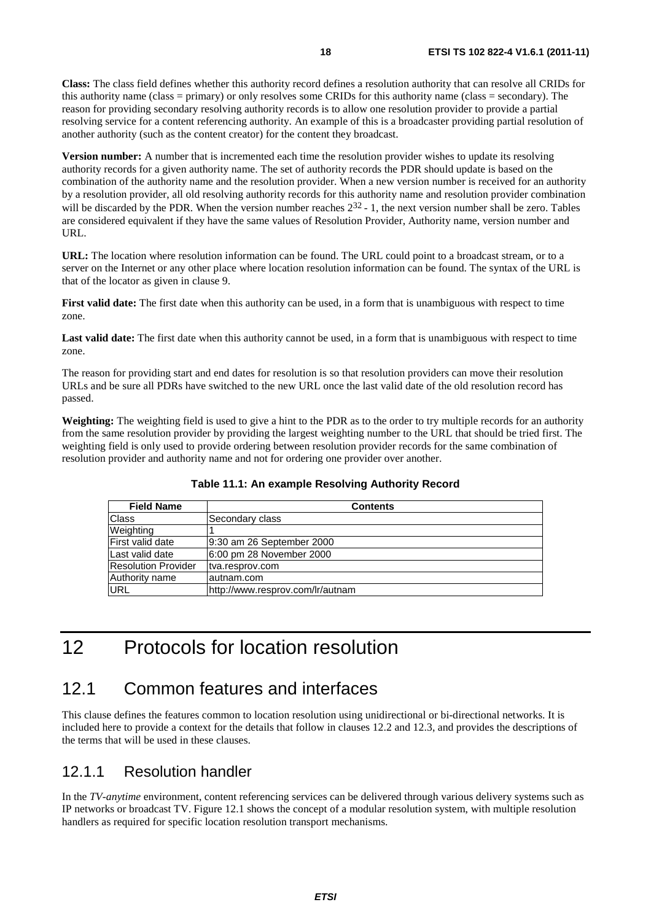**Class:** The class field defines whether this authority record defines a resolution authority that can resolve all CRIDs for this authority name (class = primary) or only resolves some CRIDs for this authority name (class = secondary). The reason for providing secondary resolving authority records is to allow one resolution provider to provide a partial resolving service for a content referencing authority. An example of this is a broadcaster providing partial resolution of another authority (such as the content creator) for the content they broadcast.

**Version number:** A number that is incremented each time the resolution provider wishes to update its resolving authority records for a given authority name. The set of authority records the PDR should update is based on the combination of the authority name and the resolution provider. When a new version number is received for an authority by a resolution provider, all old resolving authority records for this authority name and resolution provider combination will be discarded by the PDR. When the version number reaches $2^{32}$ - 1, the next version number shall be zero. Tables are considered equivalent if they have the same values of Resolution Provider, Authority name, version number and URL.

**URL:** The location where resolution information can be found. The URL could point to a broadcast stream, or to a server on the Internet or any other place where location resolution information can be found. The syntax of the URL is that of the locator as given in clause 9.

**First valid date:** The first date when this authority can be used, in a form that is unambiguous with respect to time zone.

**Last valid date:** The first date when this authority cannot be used, in a form that is unambiguous with respect to time zone.

The reason for providing start and end dates for resolution is so that resolution providers can move their resolution URLs and be sure all PDRs have switched to the new URL once the last valid date of the old resolution record has passed.

**Weighting:** The weighting field is used to give a hint to the PDR as to the order to try multiple records for an authority from the same resolution provider by providing the largest weighting number to the URL that should be tried first. The weighting field is only used to provide ordering between resolution provider records for the same combination of resolution provider and authority name and not for ordering one provider over another.

**Table 11.1: An example Resolving Authority Record**

| Field Name | Contents |
|---|---|
| Class | Secondary class |
| Weighting | 1 |
| First valid date | 9:30 am 26 September 2000 |
| Last valid date | 6:00 pm 28 November 2000 |
| Resolution Provider | tva.resprov.com |
| Authority name | autnam.com |
| URL | http://www.resprov.com/lr/autnam |

# 12 Protocols for location resolution

## 12.1 Common features and interfaces

This clause defines the features common to location resolution using unidirectional or bi-directional networks. It is included here to provide a context for the details that follow in clauses 12.2 and 12.3, and provides the descriptions of the terms that will be used in these clauses.

### 12.1.1 Resolution handler

In the *TV-anytime* environment, content referencing services can be delivered through various delivery systems such as IP networks or broadcast TV. Figure 12.1 shows the concept of a modular resolution system, with multiple resolution handlers as required for specific location resolution transport mechanisms.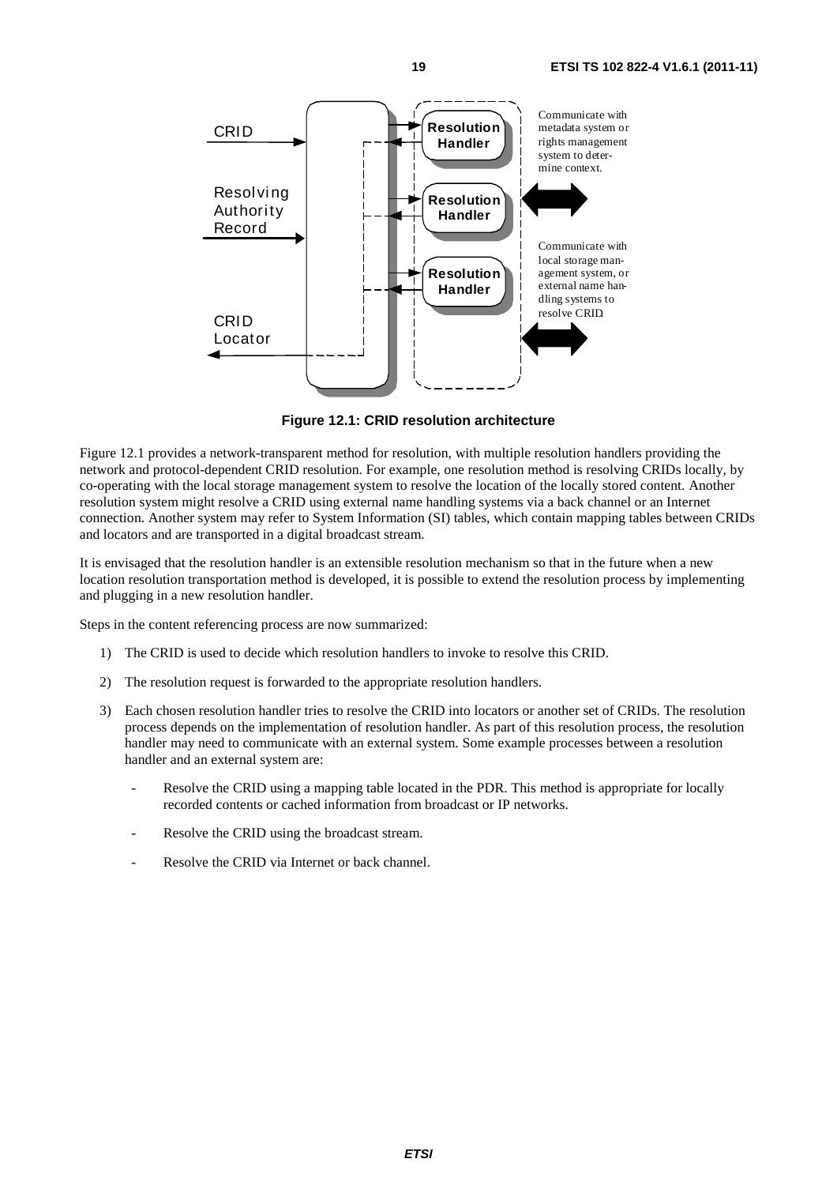**Figure 12.1: CRID resolution architecture**

Figure 12.1 provides a network-transparent method for resolution, with multiple resolution handlers providing the network and protocol-dependent CRID resolution. For example, one resolution method is resolving CRIDs locally, by co-operating with the local storage management system to resolve the location of the locally stored content. Another resolution system might resolve a CRID using external name handling systems via a back channel or an Internet connection. Another system may refer to System Information (SI) tables, which contain mapping tables between CRIDs and locators and are transported in a digital broadcast stream.

It is envisaged that the resolution handler is an extensible resolution mechanism so that in the future when a new location resolution transportation method is developed, it is possible to extend the resolution process by implementing and plugging in a new resolution handler.

Steps in the content referencing process are now summarized:

1) The CRID is used to decide which resolution handlers to invoke to resolve this CRID.

2) The resolution request is forwarded to the appropriate resolution handlers.

3) Each chosen resolution handler tries to resolve the CRID into locators or another set of CRIDs. The resolution process depends on the implementation of resolution handler. As part of this resolution process, the resolution handler may need to communicate with an external system. Some example processes between a resolution handler and an external system are:

   - Resolve the CRID using a mapping table located in the PDR. This method is appropriate for locally recorded contents or cached information from broadcast or IP networks.

   - Resolve the CRID using the broadcast stream.

   - Resolve the CRID via Internet or back channel.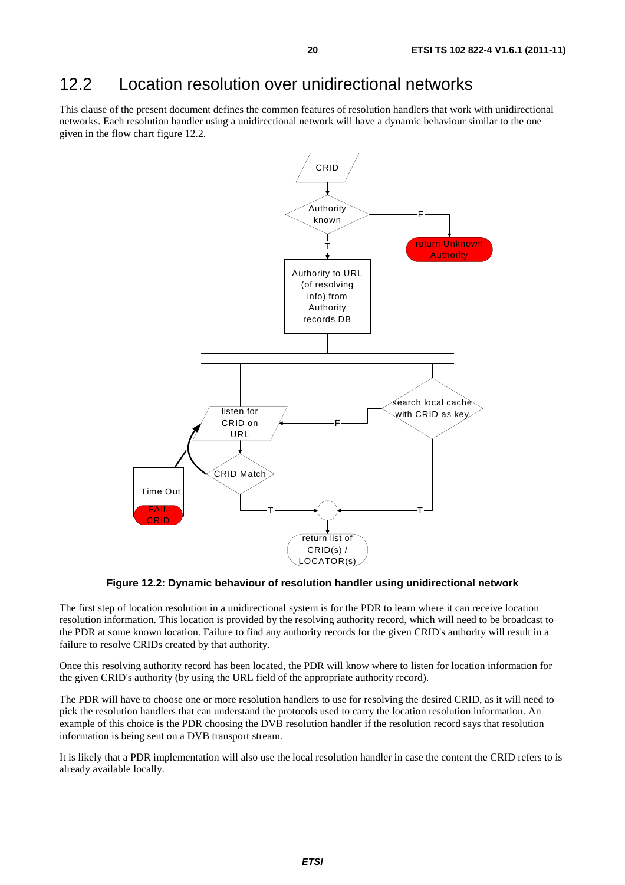## 12.2 Location resolution over unidirectional networks

This clause of the present document defines the common features of resolution handlers that work with unidirectional networks. Each resolution handler using a unidirectional network will have a dynamic behaviour similar to the one given in the flow chart figure 12.2.

**Figure 12.2: Dynamic behaviour of resolution handler using unidirectional network**

The first step of location resolution in a unidirectional system is for the PDR to learn where it can receive location resolution information. This location is provided by the resolving authority record, which will need to be broadcast to the PDR at some known location. Failure to find any authority records for the given CRID's authority will result in a failure to resolve CRIDs created by that authority.

Once this resolving authority record has been located, the PDR will know where to listen for location information for the given CRID's authority (by using the URL field of the appropriate authority record).

The PDR will have to choose one or more resolution handlers to use for resolving the desired CRID, as it will need to pick the resolution handlers that can understand the protocols used to carry the location resolution information. An example of this choice is the PDR choosing the DVB resolution handler if the resolution record says that resolution information is being sent on a DVB transport stream.

It is likely that a PDR implementation will also use the local resolution handler in case the content the CRID refers to is already available locally.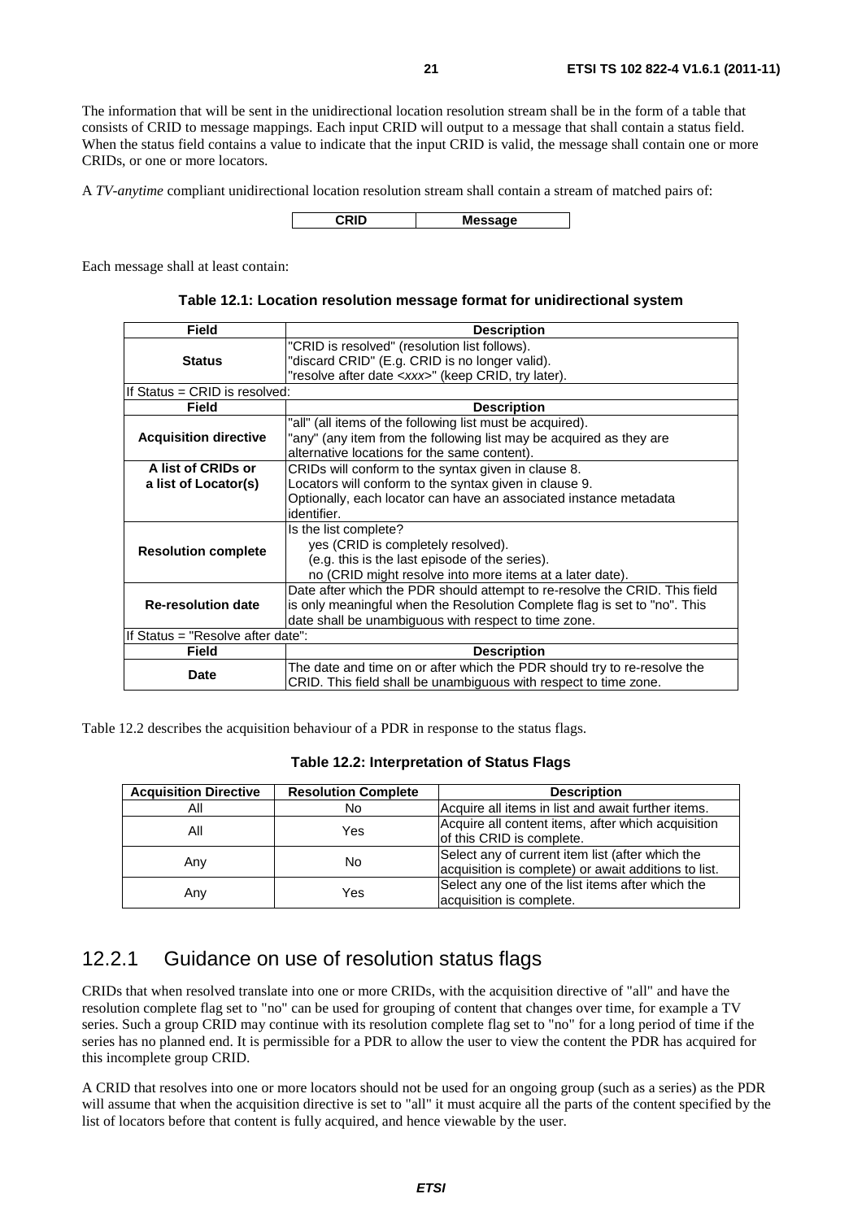The information that will be sent in the unidirectional location resolution stream shall be in the form of a table that consists of CRID to message mappings. Each input CRID will output to a message that shall contain a status field. When the status field contains a value to indicate that the input CRID is valid, the message shall contain one or more CRIDs, or one or more locators.

A *TV-anytime* compliant unidirectional location resolution stream shall contain a stream of matched pairs of:

| CRID | Message |
|---|---|

Each message shall at least contain:

**Table 12.1: Location resolution message format for unidirectional system**

| Field | Description |
|---|---|
| **Status** | "CRID is resolved" (resolution list follows).<br>"discard CRID" (E.g. CRID is no longer valid).<br>"resolve after date <*xxx*>" (keep CRID, try later). |
| If Status = CRID is resolved: | |
| **Field** | **Description** |
| **Acquisition directive** | "all" (all items of the following list must be acquired).<br>"any" (any item from the following list may be acquired as they are alternative locations for the same content). |
| **A list of CRIDs or a list of Locator(s)** | CRIDs will conform to the syntax given in clause 8.<br>Locators will conform to the syntax given in clause 9.<br>Optionally, each locator can have an associated instance metadata identifier. |
| **Resolution complete** | Is the list complete?<br>yes (CRID is completely resolved).<br>(e.g. this is the last episode of the series).<br>no (CRID might resolve into more items at a later date). |
| **Re-resolution date** | Date after which the PDR should attempt to re-resolve the CRID. This field is only meaningful when the Resolution Complete flag is set to "no". This date shall be unambiguous with respect to time zone. |
| If Status = "Resolve after date": | |
| **Field** | **Description** |
| **Date** | The date and time on or after which the PDR should try to re-resolve the CRID. This field shall be unambiguous with respect to time zone. |

Table 12.2 describes the acquisition behaviour of a PDR in response to the status flags.

**Table 12.2: Interpretation of Status Flags**

| Acquisition Directive | Resolution Complete | Description |
|---|---|---|
| All | No | Acquire all items in list and await further items. |
| All | Yes | Acquire all content items, after which acquisition of this CRID is complete. |
| Any | No | Select any of current item list (after which the acquisition is complete) or await additions to list. |
| Any | Yes | Select any one of the list items after which the acquisition is complete. |

### 12.2.1 Guidance on use of resolution status flags

CRIDs that when resolved translate into one or more CRIDs, with the acquisition directive of "all" and have the resolution complete flag set to "no" can be used for grouping of content that changes over time, for example a TV series. Such a group CRID may continue with its resolution complete flag set to "no" for a long period of time if the series has no planned end. It is permissible for a PDR to allow the user to view the content the PDR has acquired for this incomplete group CRID.

A CRID that resolves into one or more locators should not be used for an ongoing group (such as a series) as the PDR will assume that when the acquisition directive is set to "all" it must acquire all the parts of the content specified by the list of locators before that content is fully acquired, and hence viewable by the user.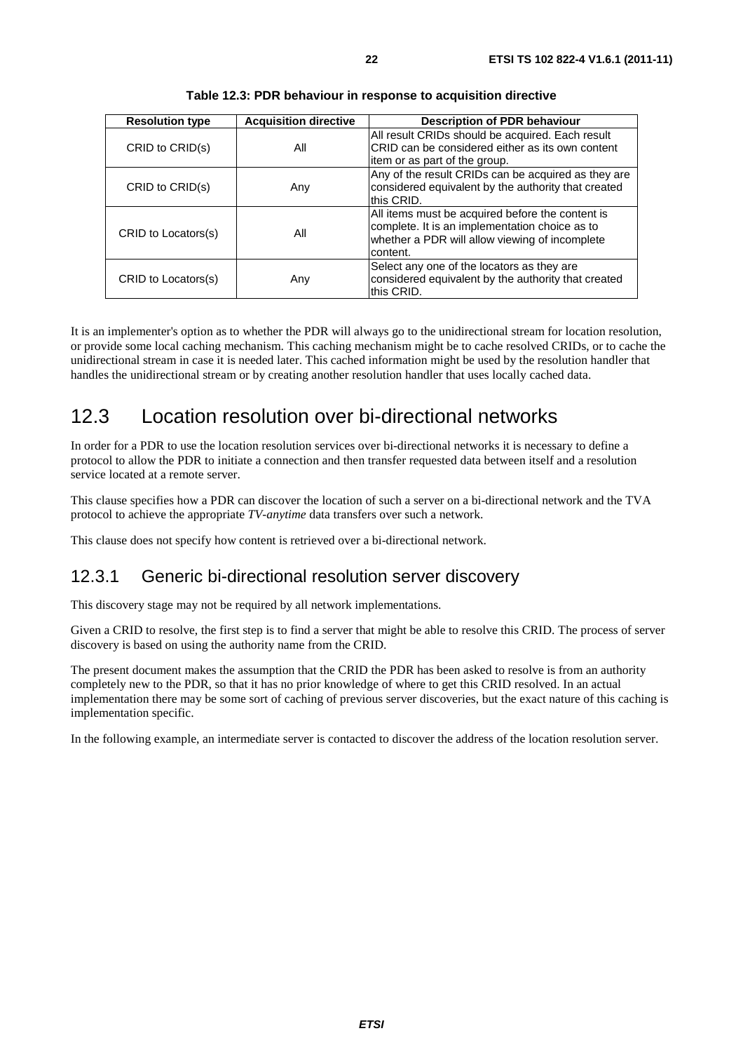**Table 12.3: PDR behaviour in response to acquisition directive**

| Resolution type | Acquisition directive | Description of PDR behaviour |
| --- | --- | --- |
| CRID to CRID(s) | All | All result CRIDs should be acquired. Each result CRID can be considered either as its own content item or as part of the group. |
| CRID to CRID(s) | Any | Any of the result CRIDs can be acquired as they are considered equivalent by the authority that created this CRID. |
| CRID to Locators(s) | All | All items must be acquired before the content is complete. It is an implementation choice as to whether a PDR will allow viewing of incomplete content. |
| CRID to Locators(s) | Any | Select any one of the locators as they are considered equivalent by the authority that created this CRID. |

It is an implementer's option as to whether the PDR will always go to the unidirectional stream for location resolution, or provide some local caching mechanism. This caching mechanism might be to cache resolved CRIDs, or to cache the unidirectional stream in case it is needed later. This cached information might be used by the resolution handler that handles the unidirectional stream or by creating another resolution handler that uses locally cached data.

## 12.3 Location resolution over bi-directional networks

In order for a PDR to use the location resolution services over bi-directional networks it is necessary to define a protocol to allow the PDR to initiate a connection and then transfer requested data between itself and a resolution service located at a remote server.

This clause specifies how a PDR can discover the location of such a server on a bi-directional network and the TVA protocol to achieve the appropriate *TV-anytime* data transfers over such a network.

This clause does not specify how content is retrieved over a bi-directional network.

### 12.3.1 Generic bi-directional resolution server discovery

This discovery stage may not be required by all network implementations.

Given a CRID to resolve, the first step is to find a server that might be able to resolve this CRID. The process of server discovery is based on using the authority name from the CRID.

The present document makes the assumption that the CRID the PDR has been asked to resolve is from an authority completely new to the PDR, so that it has no prior knowledge of where to get this CRID resolved. In an actual implementation there may be some sort of caching of previous server discoveries, but the exact nature of this caching is implementation specific.

In the following example, an intermediate server is contacted to discover the address of the location resolution server.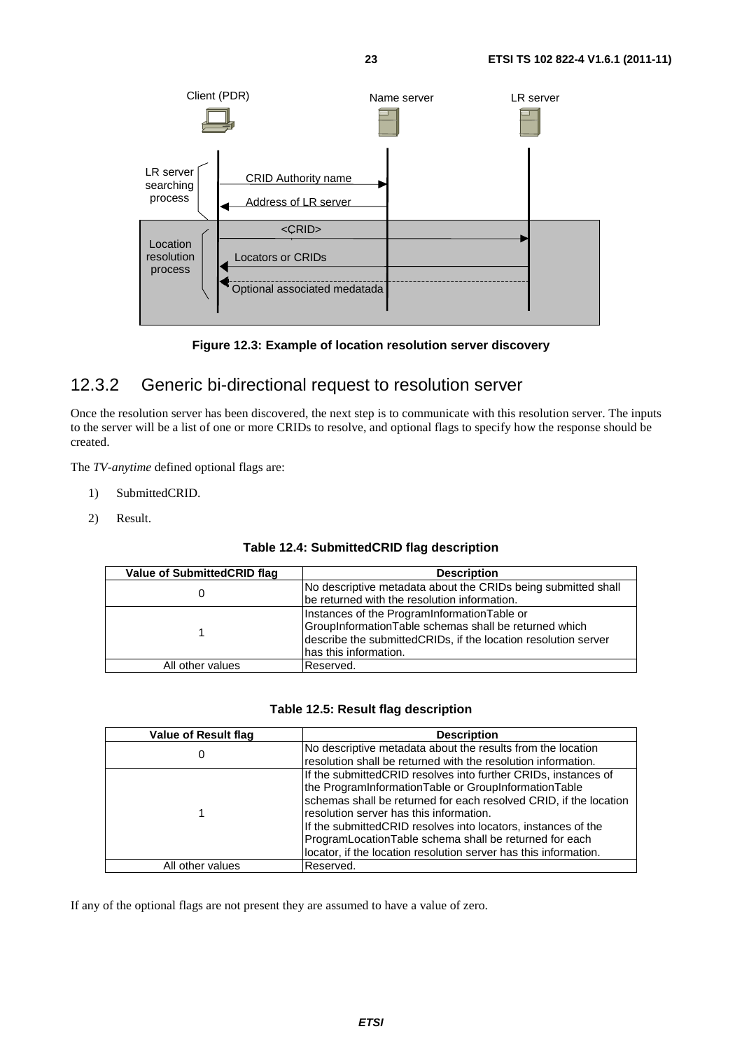Figure 12.3: Example of location resolution server discovery

## 12.3.2 Generic bi-directional request to resolution server

Once the resolution server has been discovered, the next step is to communicate with this resolution server. The inputs to the server will be a list of one or more CRIDs to resolve, and optional flags to specify how the response should be created.

The *TV-anytime* defined optional flags are:

1) SubmittedCRID.

2) Result.

**Table 12.4: SubmittedCRID flag description**

| Value of SubmittedCRID flag | Description |
|---|---|
| 0 | No descriptive metadata about the CRIDs being submitted shall be returned with the resolution information. |
| 1 | Instances of the ProgramInformationTable or GroupInformationTable schemas shall be returned which describe the submittedCRIDs, if the location resolution server has this information. |
| All other values | Reserved. |

**Table 12.5: Result flag description**

| Value of Result flag | Description |
|---|---|
| 0 | No descriptive metadata about the results from the location resolution shall be returned with the resolution information. |
| 1 | If the submittedCRID resolves into further CRIDs, instances of the ProgramInformationTable or GroupInformationTable schemas shall be returned for each resolved CRID, if the location resolution server has this information.<br>If the submittedCRID resolves into locators, instances of the ProgramLocationTable schema shall be returned for each locator, if the location resolution server has this information. |
| All other values | Reserved. |

If any of the optional flags are not present they are assumed to have a value of zero.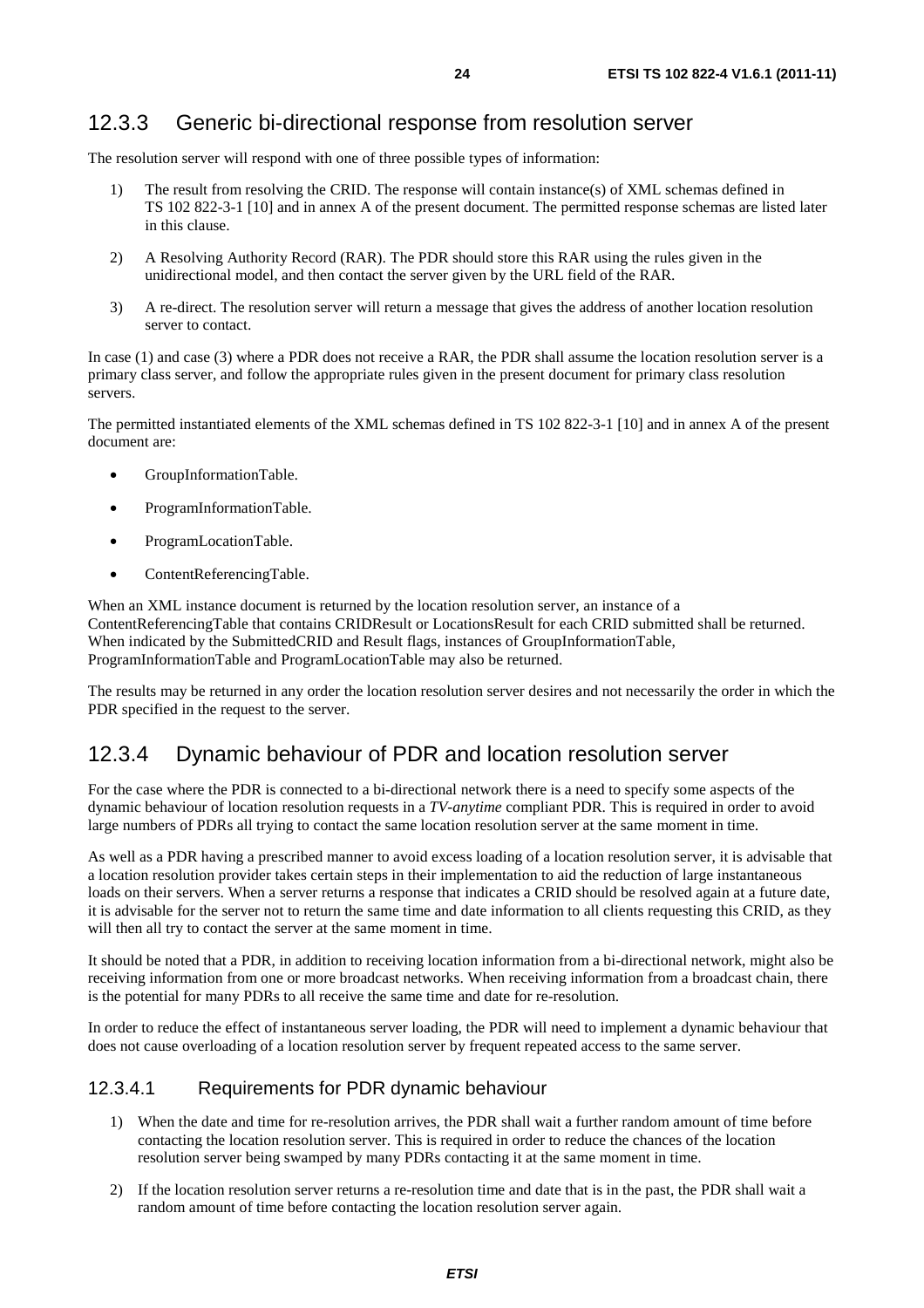### 12.3.3 Generic bi-directional response from resolution server

The resolution server will respond with one of three possible types of information:

1) The result from resolving the CRID. The response will contain instance(s) of XML schemas defined in TS 102 822-3-1 [10] and in annex A of the present document. The permitted response schemas are listed later in this clause.

2) A Resolving Authority Record (RAR). The PDR should store this RAR using the rules given in the unidirectional model, and then contact the server given by the URL field of the RAR.

3) A re-direct. The resolution server will return a message that gives the address of another location resolution server to contact.

In case (1) and case (3) where a PDR does not receive a RAR, the PDR shall assume the location resolution server is a primary class server, and follow the appropriate rules given in the present document for primary class resolution servers.

The permitted instantiated elements of the XML schemas defined in TS 102 822-3-1 [10] and in annex A of the present document are:

- GroupInformationTable.
- ProgramInformationTable.
- ProgramLocationTable.
- ContentReferencingTable.

When an XML instance document is returned by the location resolution server, an instance of a ContentReferencingTable that contains CRIDResult or LocationsResult for each CRID submitted shall be returned. When indicated by the SubmittedCRID and Result flags, instances of GroupInformationTable, ProgramInformationTable and ProgramLocationTable may also be returned.

The results may be returned in any order the location resolution server desires and not necessarily the order in which the PDR specified in the request to the server.

### 12.3.4 Dynamic behaviour of PDR and location resolution server

For the case where the PDR is connected to a bi-directional network there is a need to specify some aspects of the dynamic behaviour of location resolution requests in a *TV-anytime* compliant PDR. This is required in order to avoid large numbers of PDRs all trying to contact the same location resolution server at the same moment in time.

As well as a PDR having a prescribed manner to avoid excess loading of a location resolution server, it is advisable that a location resolution provider takes certain steps in their implementation to aid the reduction of large instantaneous loads on their servers. When a server returns a response that indicates a CRID should be resolved again at a future date, it is advisable for the server not to return the same time and date information to all clients requesting this CRID, as they will then all try to contact the server at the same moment in time.

It should be noted that a PDR, in addition to receiving location information from a bi-directional network, might also be receiving information from one or more broadcast networks. When receiving information from a broadcast chain, there is the potential for many PDRs to all receive the same time and date for re-resolution.

In order to reduce the effect of instantaneous server loading, the PDR will need to implement a dynamic behaviour that does not cause overloading of a location resolution server by frequent repeated access to the same server.

#### 12.3.4.1 Requirements for PDR dynamic behaviour

1) When the date and time for re-resolution arrives, the PDR shall wait a further random amount of time before contacting the location resolution server. This is required in order to reduce the chances of the location resolution server being swamped by many PDRs contacting it at the same moment in time.

2) If the location resolution server returns a re-resolution time and date that is in the past, the PDR shall wait a random amount of time before contacting the location resolution server again.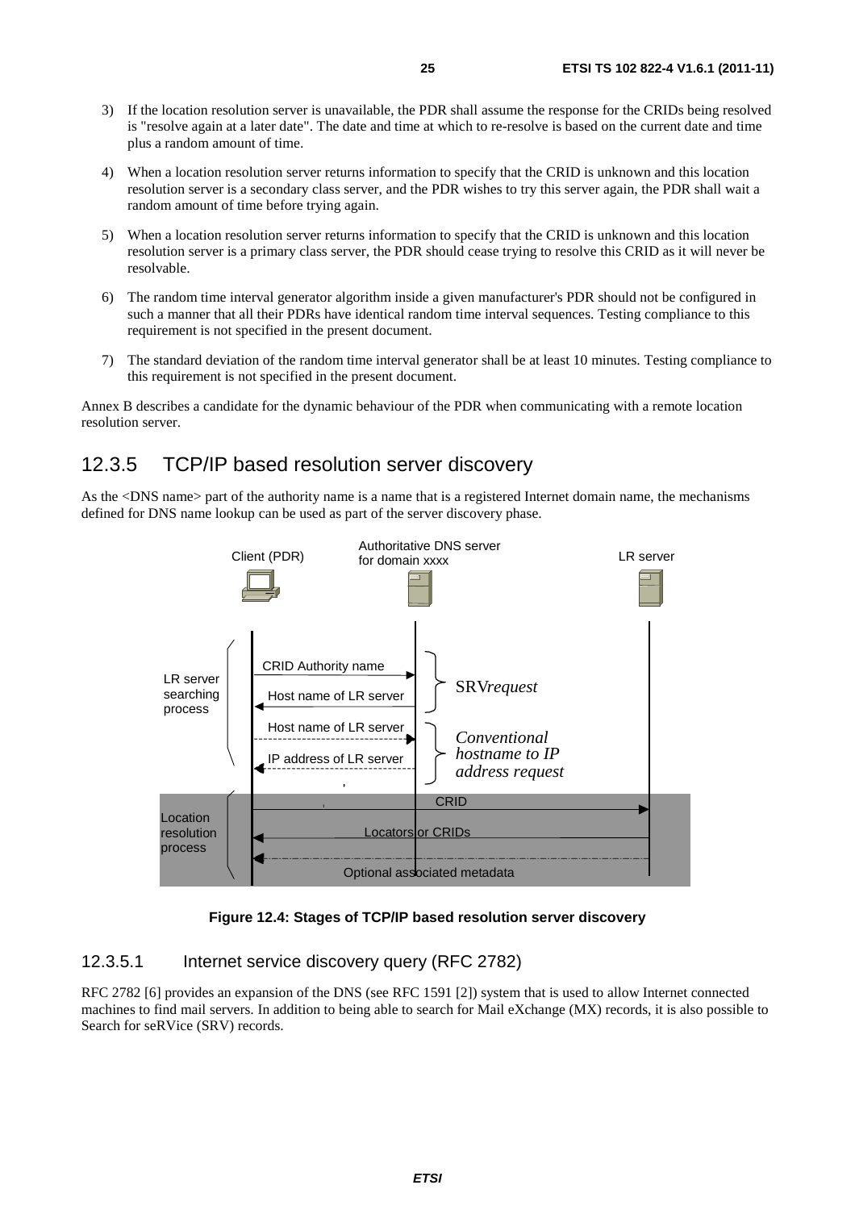3) If the location resolution server is unavailable, the PDR shall assume the response for the CRIDs being resolved is "resolve again at a later date". The date and time at which to re-resolve is based on the current date and time plus a random amount of time.

4) When a location resolution server returns information to specify that the CRID is unknown and this location resolution server is a secondary class server, and the PDR wishes to try this server again, the PDR shall wait a random amount of time before trying again.

5) When a location resolution server returns information to specify that the CRID is unknown and this location resolution server is a primary class server, the PDR should cease trying to resolve this CRID as it will never be resolvable.

6) The random time interval generator algorithm inside a given manufacturer's PDR should not be configured in such a manner that all their PDRs have identical random time interval sequences. Testing compliance to this requirement is not specified in the present document.

7) The standard deviation of the random time interval generator shall be at least 10 minutes. Testing compliance to this requirement is not specified in the present document.

Annex B describes a candidate for the dynamic behaviour of the PDR when communicating with a remote location resolution server.

## 12.3.5 TCP/IP based resolution server discovery

As the <DNS name> part of the authority name is a name that is a registered Internet domain name, the mechanisms defined for DNS name lookup can be used as part of the server discovery phase.

**Figure 12.4: Stages of TCP/IP based resolution server discovery**

### 12.3.5.1 Internet service discovery query (RFC 2782)

RFC 2782 [6] provides an expansion of the DNS (see RFC 1591 [2]) system that is used to allow Internet connected machines to find mail servers. In addition to being able to search for Mail eXchange (MX) records, it is also possible to Search for seRVice (SRV) records.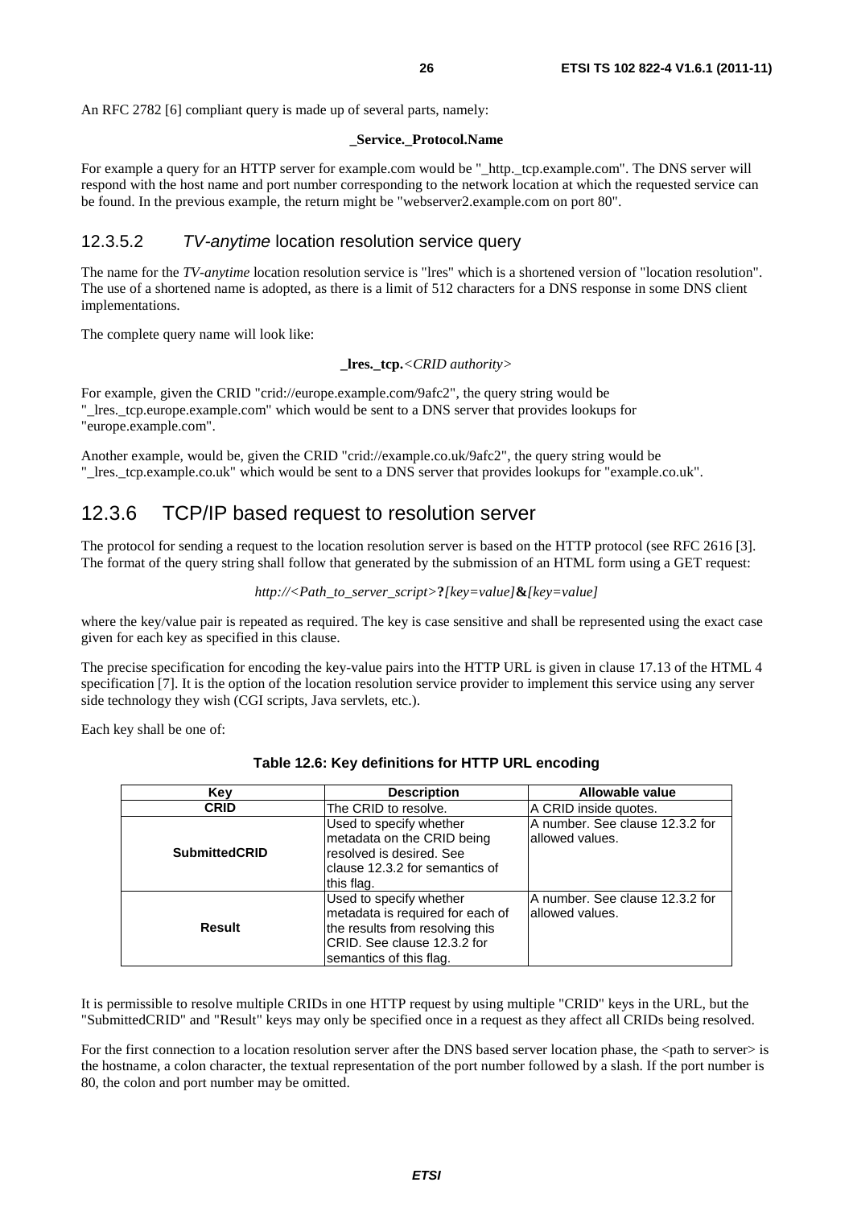An RFC 2782 [6] compliant query is made up of several parts, namely:

**_Service._Protocol.Name**

For example a query for an HTTP server for example.com would be "_http._tcp.example.com". The DNS server will respond with the host name and port number corresponding to the network location at which the requested service can be found. In the previous example, the return might be "webserver2.example.com on port 80".

#### 12.3.5.2 *TV-anytime* location resolution service query

The name for the *TV-anytime* location resolution service is "lres" which is a shortened version of "location resolution". The use of a shortened name is adopted, as there is a limit of 512 characters for a DNS response in some DNS client implementations.

The complete query name will look like:

**_lres._tcp.***<CRID authority>*

For example, given the CRID "crid://europe.example.com/9afc2", the query string would be "_lres._tcp.europe.example.com" which would be sent to a DNS server that provides lookups for "europe.example.com".

Another example, would be, given the CRID "crid://example.co.uk/9afc2", the query string would be "_lres._tcp.example.co.uk" which would be sent to a DNS server that provides lookups for "example.co.uk".

### 12.3.6 TCP/IP based request to resolution server

The protocol for sending a request to the location resolution server is based on the HTTP protocol (see RFC 2616 [3]. The format of the query string shall follow that generated by the submission of an HTML form using a GET request:

*http://<Path_to_server_script>***?***[key=value]***&***[key=value]*

where the key/value pair is repeated as required. The key is case sensitive and shall be represented using the exact case given for each key as specified in this clause.

The precise specification for encoding the key-value pairs into the HTTP URL is given in clause 17.13 of the HTML 4 specification [7]. It is the option of the location resolution service provider to implement this service using any server side technology they wish (CGI scripts, Java servlets, etc.).

Each key shall be one of:

**Table 12.6: Key definitions for HTTP URL encoding**

| Key | Description | Allowable value |
|---|---|---|
| **CRID** | The CRID to resolve. | A CRID inside quotes. |
| **SubmittedCRID** | Used to specify whether metadata on the CRID being resolved is desired. See clause 12.3.2 for semantics of this flag. | A number. See clause 12.3.2 for allowed values. |
| **Result** | Used to specify whether metadata is required for each of the results from resolving this CRID. See clause 12.3.2 for semantics of this flag. | A number. See clause 12.3.2 for allowed values. |

It is permissible to resolve multiple CRIDs in one HTTP request by using multiple "CRID" keys in the URL, but the "SubmittedCRID" and "Result" keys may only be specified once in a request as they affect all CRIDs being resolved.

For the first connection to a location resolution server after the DNS based server location phase, the <path to server> is the hostname, a colon character, the textual representation of the port number followed by a slash. If the port number is 80, the colon and port number may be omitted.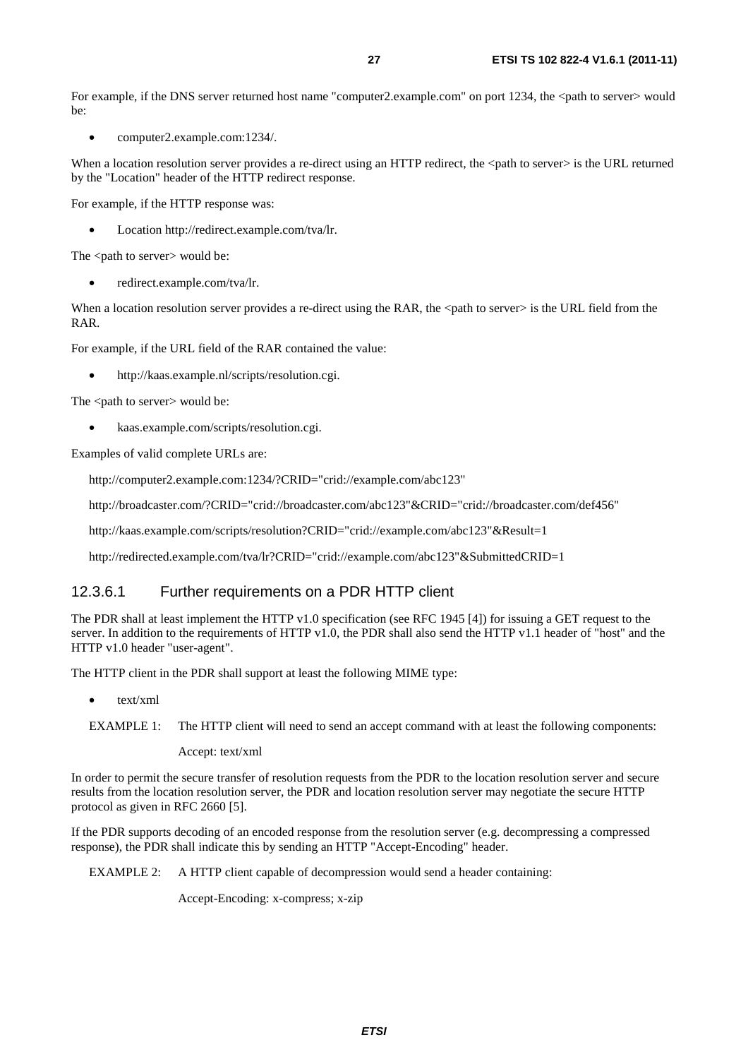For example, if the DNS server returned host name "computer2.example.com" on port 1234, the <path to server> would be:

- computer2.example.com:1234/.

When a location resolution server provides a re-direct using an HTTP redirect, the <path to server> is the URL returned by the "Location" header of the HTTP redirect response.

For example, if the HTTP response was:

- Location http://redirect.example.com/tva/lr.

The <path to server> would be:

- redirect.example.com/tva/lr.

When a location resolution server provides a re-direct using the RAR, the <path to server> is the URL field from the RAR.

For example, if the URL field of the RAR contained the value:

- http://kaas.example.nl/scripts/resolution.cgi.

The <path to server> would be:

- kaas.example.com/scripts/resolution.cgi.

Examples of valid complete URLs are:

http://computer2.example.com:1234/?CRID="crid://example.com/abc123"

http://broadcaster.com/?CRID="crid://broadcaster.com/abc123"&CRID="crid://broadcaster.com/def456"

http://kaas.example.com/scripts/resolution?CRID="crid://example.com/abc123"&Result=1

http://redirected.example.com/tva/lr?CRID="crid://example.com/abc123"&SubmittedCRID=1

#### 12.3.6.1 Further requirements on a PDR HTTP client

The PDR shall at least implement the HTTP v1.0 specification (see RFC 1945 [4]) for issuing a GET request to the server. In addition to the requirements of HTTP v1.0, the PDR shall also send the HTTP v1.1 header of "host" and the HTTP v1.0 header "user-agent".

The HTTP client in the PDR shall support at least the following MIME type:

- text/xml

EXAMPLE 1: The HTTP client will need to send an accept command with at least the following components:

Accept: text/xml

In order to permit the secure transfer of resolution requests from the PDR to the location resolution server and secure results from the location resolution server, the PDR and location resolution server may negotiate the secure HTTP protocol as given in RFC 2660 [5].

If the PDR supports decoding of an encoded response from the resolution server (e.g. decompressing a compressed response), the PDR shall indicate this by sending an HTTP "Accept-Encoding" header.

EXAMPLE 2: A HTTP client capable of decompression would send a header containing:

Accept-Encoding: x-compress; x-zip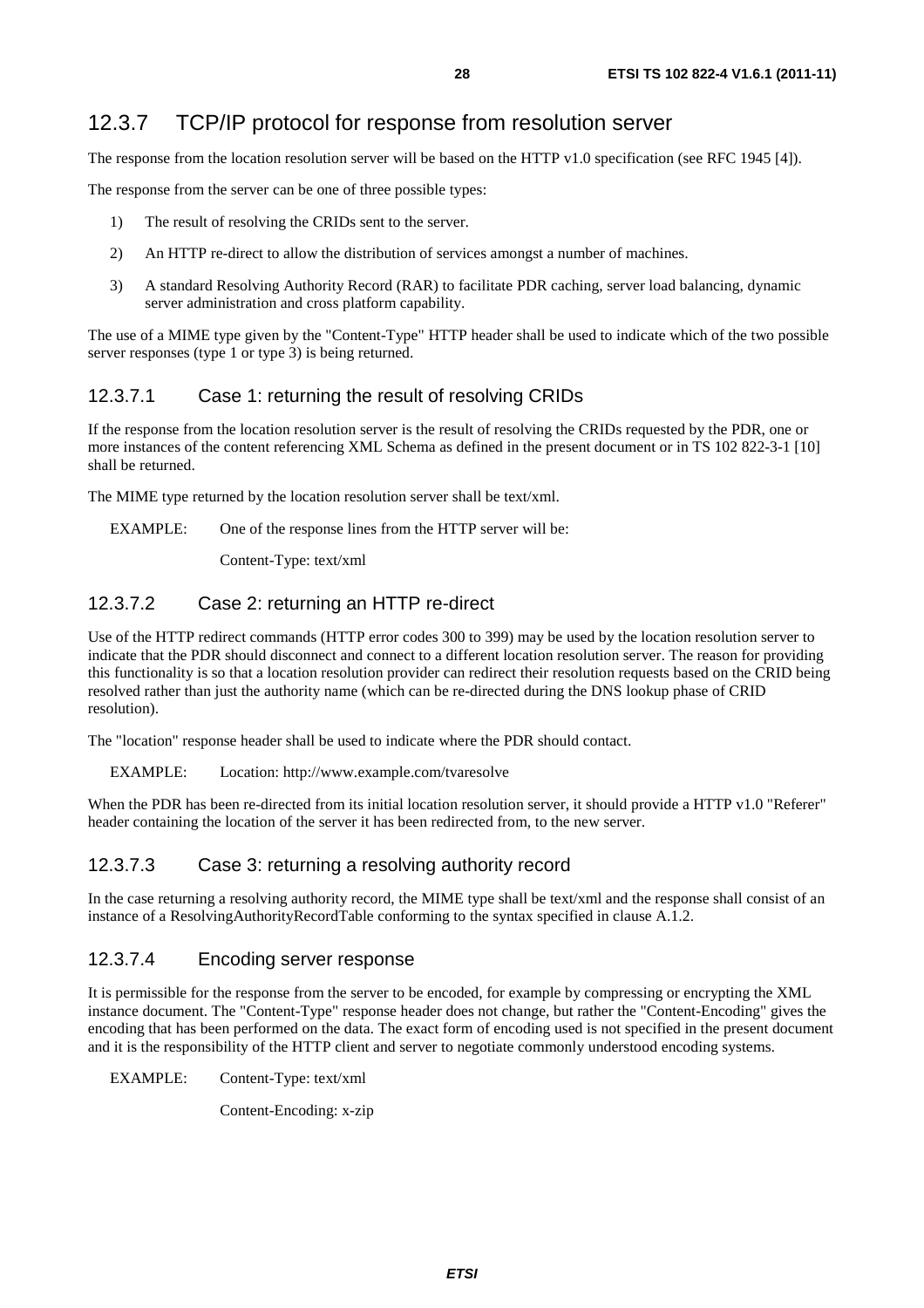## 12.3.7 TCP/IP protocol for response from resolution server

The response from the location resolution server will be based on the HTTP v1.0 specification (see RFC 1945 [4]).

The response from the server can be one of three possible types:

1) The result of resolving the CRIDs sent to the server.

2) An HTTP re-direct to allow the distribution of services amongst a number of machines.

3) A standard Resolving Authority Record (RAR) to facilitate PDR caching, server load balancing, dynamic server administration and cross platform capability.

The use of a MIME type given by the "Content-Type" HTTP header shall be used to indicate which of the two possible server responses (type 1 or type 3) is being returned.

### 12.3.7.1 Case 1: returning the result of resolving CRIDs

If the response from the location resolution server is the result of resolving the CRIDs requested by the PDR, one or more instances of the content referencing XML Schema as defined in the present document or in TS 102 822-3-1 [10] shall be returned.

The MIME type returned by the location resolution server shall be text/xml.

EXAMPLE: One of the response lines from the HTTP server will be:

Content-Type: text/xml

### 12.3.7.2 Case 2: returning an HTTP re-direct

Use of the HTTP redirect commands (HTTP error codes 300 to 399) may be used by the location resolution server to indicate that the PDR should disconnect and connect to a different location resolution server. The reason for providing this functionality is so that a location resolution provider can redirect their resolution requests based on the CRID being resolved rather than just the authority name (which can be re-directed during the DNS lookup phase of CRID resolution).

The "location" response header shall be used to indicate where the PDR should contact.

EXAMPLE: Location: http://www.example.com/tvaresolve

When the PDR has been re-directed from its initial location resolution server, it should provide a HTTP v1.0 "Referer" header containing the location of the server it has been redirected from, to the new server.

### 12.3.7.3 Case 3: returning a resolving authority record

In the case returning a resolving authority record, the MIME type shall be text/xml and the response shall consist of an instance of a ResolvingAuthorityRecordTable conforming to the syntax specified in clause A.1.2.

### 12.3.7.4 Encoding server response

It is permissible for the response from the server to be encoded, for example by compressing or encrypting the XML instance document. The "Content-Type" response header does not change, but rather the "Content-Encoding" gives the encoding that has been performed on the data. The exact form of encoding used is not specified in the present document and it is the responsibility of the HTTP client and server to negotiate commonly understood encoding systems.

EXAMPLE: Content-Type: text/xml

Content-Encoding: x-zip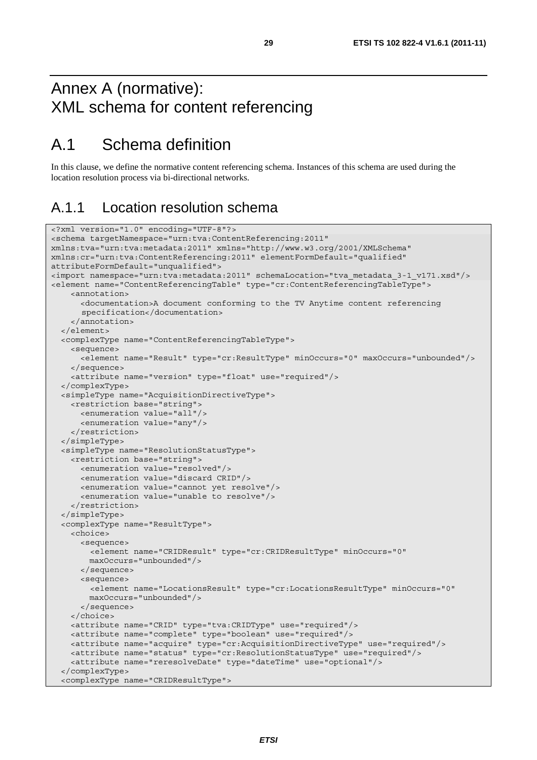# Annex A (normative): XML schema for content referencing

## A.1 Schema definition

In this clause, we define the normative content referencing schema. Instances of this schema are used during the location resolution process via bi-directional networks.

### A.1.1 Location resolution schema

```
<?xml version="1.0" encoding="UTF-8"?>
<schema targetNamespace="urn:tva:ContentReferencing:2011"
xmlns:tva="urn:tva:metadata:2011" xmlns="http://www.w3.org/2001/XMLSchema"
xmlns:cr="urn:tva:ContentReferencing:2011" elementFormDefault="qualified"
attributeFormDefault="unqualified">
<import namespace="urn:tva:metadata:2011" schemaLocation="tva_metadata_3-1_v171.xsd"/>
<element name="ContentReferencingTable" type="cr:ContentReferencingTableType">
    <annotation>
      <documentation>A document conforming to the TV Anytime content referencing
      specification</documentation>
    </annotation>
  </element>
  <complexType name="ContentReferencingTableType">
    <sequence>
      <element name="Result" type="cr:ResultType" minOccurs="0" maxOccurs="unbounded"/>
    </sequence>
    <attribute name="version" type="float" use="required"/>
  </complexType>
  <simpleType name="AcquisitionDirectiveType">
    <restriction base="string">
      <enumeration value="all"/>
      <enumeration value="any"/>
    </restriction>
  </simpleType>
  <simpleType name="ResolutionStatusType">
    <restriction base="string">
      <enumeration value="resolved"/>
      <enumeration value="discard CRID"/>
      <enumeration value="cannot yet resolve"/>
      <enumeration value="unable to resolve"/>
    </restriction>
  </simpleType>
  <complexType name="ResultType">
    <choice>
      <sequence>
        <element name="CRIDResult" type="cr:CRIDResultType" minOccurs="0"
        maxOccurs="unbounded"/>
      </sequence>
      <sequence>
        <element name="LocationsResult" type="cr:LocationsResultType" minOccurs="0"
        maxOccurs="unbounded"/>
      </sequence>
    </choice>
    <attribute name="CRID" type="tva:CRIDType" use="required"/>
    <attribute name="complete" type="boolean" use="required"/>
    <attribute name="acquire" type="cr:AcquisitionDirectiveType" use="required"/>
    <attribute name="status" type="cr:ResolutionStatusType" use="required"/>
    <attribute name="reresolveDate" type="dateTime" use="optional"/>
  </complexType>
  <complexType name="CRIDResultType">
```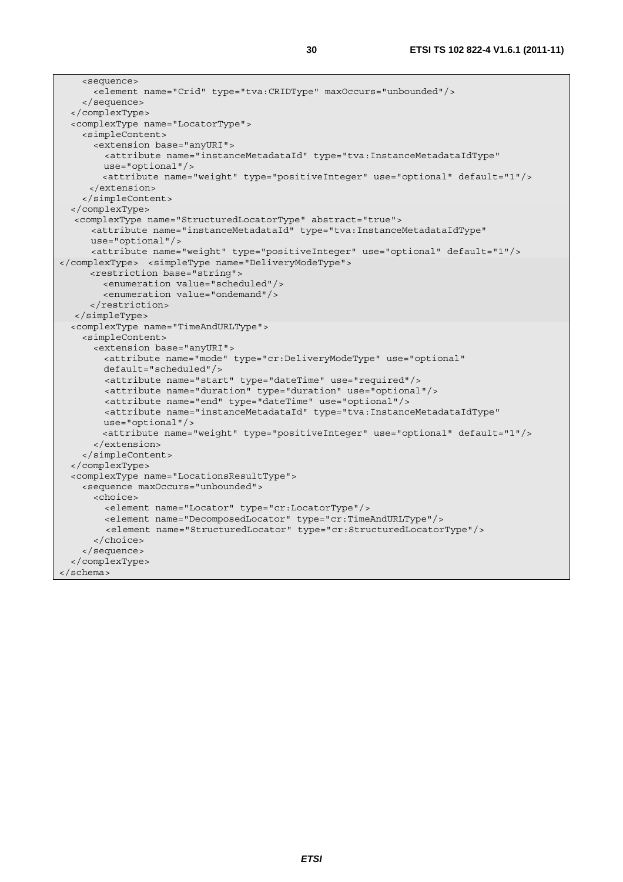```
    <sequence>
      <element name="Crid" type="tva:CRIDType" maxOccurs="unbounded"/>
    </sequence>
  </complexType>
  <complexType name="LocatorType">
    <simpleContent>
      <extension base="anyURI">
        <attribute name="instanceMetadataId" type="tva:InstanceMetadataIdType"
        use="optional"/>
        <attribute name="weight" type="positiveInteger" use="optional" default="1"/>
      </extension>
    </simpleContent>
  </complexType>
   <complexType name="StructuredLocatorType" abstract="true">
      <attribute name="instanceMetadataId" type="tva:InstanceMetadataIdType"
      use="optional"/>
      <attribute name="weight" type="positiveInteger" use="optional" default="1"/>
</complexType>  <simpleType name="DeliveryModeType">
      <restriction base="string">
        <enumeration value="scheduled"/>
        <enumeration value="ondemand"/>
      </restriction>
   </simpleType>
  <complexType name="TimeAndURLType">
    <simpleContent>
      <extension base="anyURI">
        <attribute name="mode" type="cr:DeliveryModeType" use="optional"
        default="scheduled"/>
        <attribute name="start" type="dateTime" use="required"/>
        <attribute name="duration" type="duration" use="optional"/>
        <attribute name="end" type="dateTime" use="optional"/>
        <attribute name="instanceMetadataId" type="tva:InstanceMetadataIdType"
        use="optional"/>
        <attribute name="weight" type="positiveInteger" use="optional" default="1"/>
      </extension>
    </simpleContent>
  </complexType>
  <complexType name="LocationsResultType">
    <sequence maxOccurs="unbounded">
      <choice>
        <element name="Locator" type="cr:LocatorType"/>
        <element name="DecomposedLocator" type="cr:TimeAndURLType"/>
        <element name="StructuredLocator" type="cr:StructuredLocatorType"/>
      </choice>
    </sequence>
  </complexType>
</schema>
```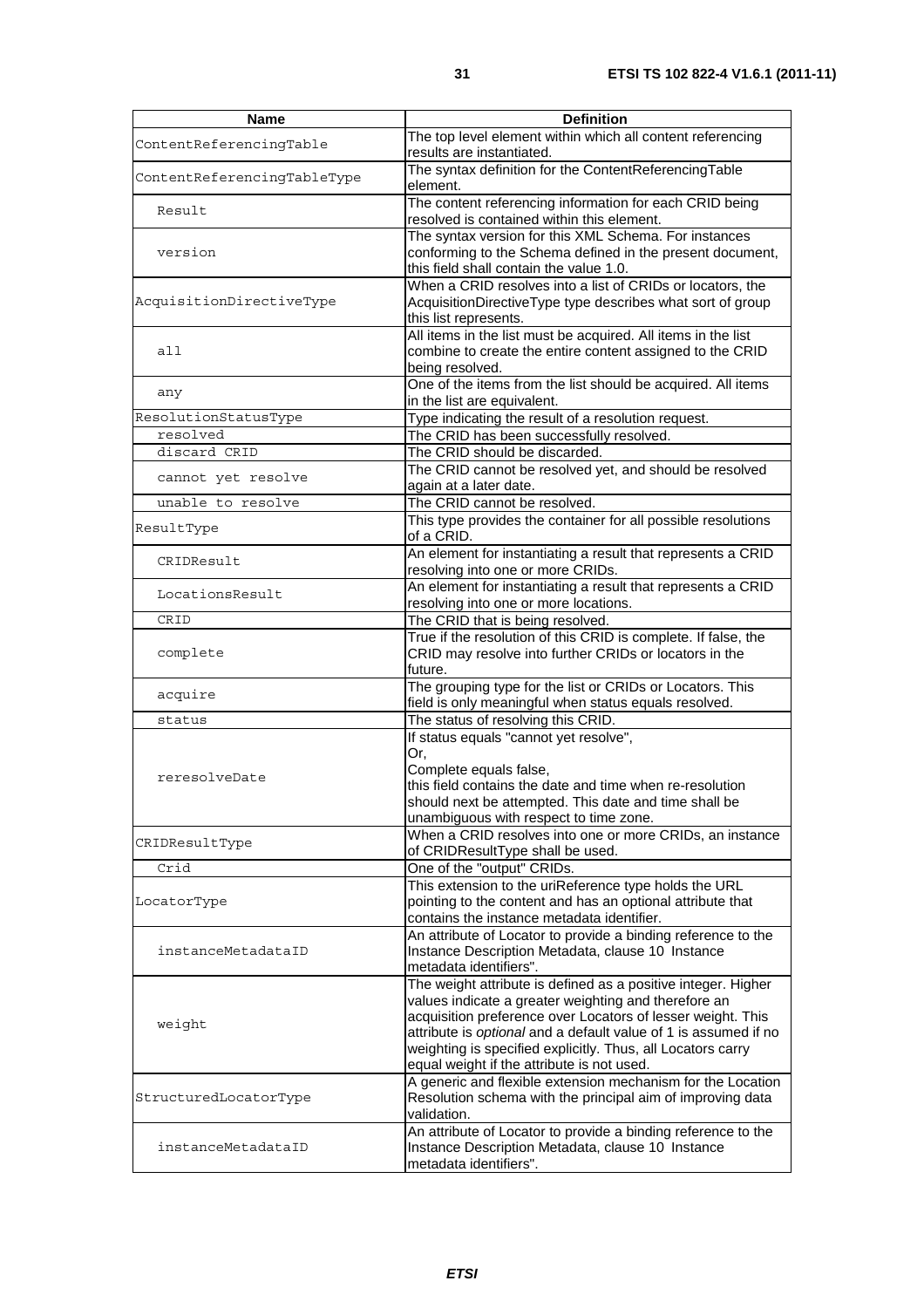| Name | Definition |
| --- | --- |
| ContentReferencingTable | The top level element within which all content referencing results are instantiated. |
| ContentReferencingTableType | The syntax definition for the ContentReferencingTable element. |
| Result | The content referencing information for each CRID being resolved is contained within this element. |
| version | The syntax version for this XML Schema. For instances conforming to the Schema defined in the present document, this field shall contain the value 1.0. |
| AcquisitionDirectiveType | When a CRID resolves into a list of CRIDs or locators, the AcquisitionDirectiveType type describes what sort of group this list represents. |
| all | All items in the list must be acquired. All items in the list combine to create the entire content assigned to the CRID being resolved. |
| any | One of the items from the list should be acquired. All items in the list are equivalent. |
| ResolutionStatusType | Type indicating the result of a resolution request. |
| resolved | The CRID has been successfully resolved. |
| discard CRID | The CRID should be discarded. |
| cannot yet resolve | The CRID cannot be resolved yet, and should be resolved again at a later date. |
| unable to resolve | The CRID cannot be resolved. |
| ResultType | This type provides the container for all possible resolutions of a CRID. |
| CRIDResult | An element for instantiating a result that represents a CRID resolving into one or more CRIDs. |
| LocationsResult | An element for instantiating a result that represents a CRID resolving into one or more locations. |
| CRID | The CRID that is being resolved. |
| complete | True if the resolution of this CRID is complete. If false, the CRID may resolve into further CRIDs or locators in the future. |
| acquire | The grouping type for the list or CRIDs or Locators. This field is only meaningful when status equals resolved. |
| status | The status of resolving this CRID. |
| reresolveDate | If status equals "cannot yet resolve",<br>Or,<br>Complete equals false,<br>this field contains the date and time when re-resolution should next be attempted. This date and time shall be unambiguous with respect to time zone. |
| CRIDResultType | When a CRID resolves into one or more CRIDs, an instance of CRIDResultType shall be used. |
| Crid | One of the "output" CRIDs. |
| LocatorType | This extension to the uriReference type holds the URL pointing to the content and has an optional attribute that contains the instance metadata identifier. |
| instanceMetadataID | An attribute of Locator to provide a binding reference to the Instance Description Metadata, clause 10 Instance metadata identifiers". |
| weight | The weight attribute is defined as a positive integer. Higher values indicate a greater weighting and therefore an acquisition preference over Locators of lesser weight. This attribute is *optional* and a default value of 1 is assumed if no weighting is specified explicitly. Thus, all Locators carry equal weight if the attribute is not used. |
| StructuredLocatorType | A generic and flexible extension mechanism for the Location Resolution schema with the principal aim of improving data validation. |
| instanceMetadataID | An attribute of Locator to provide a binding reference to the Instance Description Metadata, clause 10 Instance metadata identifiers". |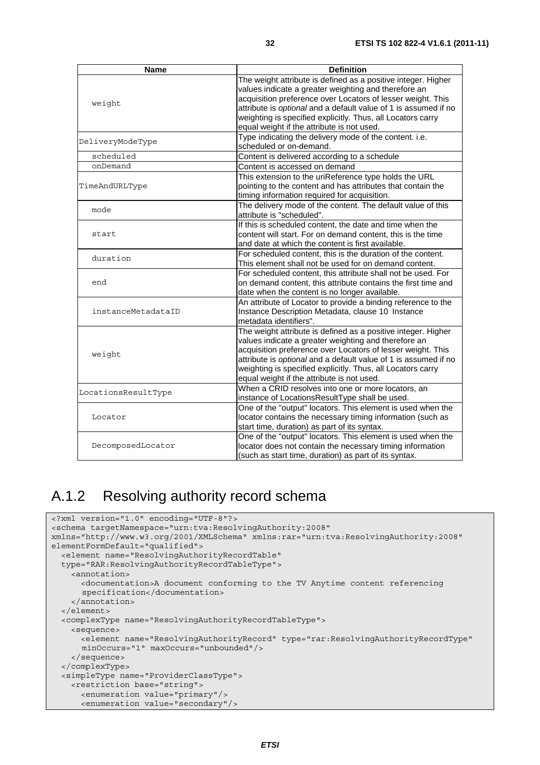| Name | Definition |
|---|---|
| weight | The weight attribute is defined as a positive integer. Higher values indicate a greater weighting and therefore an acquisition preference over Locators of lesser weight. This attribute is *optional* and a default value of 1 is assumed if no weighting is specified explicitly. Thus, all Locators carry equal weight if the attribute is not used. |
| DeliveryModeType | Type indicating the delivery mode of the content. i.e. scheduled or on-demand. |
| scheduled | Content is delivered according to a schedule |
| onDemand | Content is accessed on demand |
| TimeAndURLType | This extension to the uriReference type holds the URL pointing to the content and has attributes that contain the timing information required for acquisition. |
| mode | The delivery mode of the content. The default value of this attribute is "scheduled". |
| start | If this is scheduled content, the date and time when the content will start. For on demand content, this is the time and date at which the content is first available. |
| duration | For scheduled content, this is the duration of the content. This element shall not be used for on demand content. |
| end | For scheduled content, this attribute shall not be used. For on demand content, this attribute contains the first time and date when the content is no longer available. |
| instanceMetadataID | An attribute of Locator to provide a binding reference to the Instance Description Metadata, clause 10 Instance metadata identifiers". |
| weight | The weight attribute is defined as a positive integer. Higher values indicate a greater weighting and therefore an acquisition preference over Locators of lesser weight. This attribute is *optional* and a default value of 1 is assumed if no weighting is specified explicitly. Thus, all Locators carry equal weight if the attribute is not used. |
| LocationsResultType | When a CRID resolves into one or more locators, an instance of LocationsResultType shall be used. |
| Locator | One of the "output" locators. This element is used when the locator contains the necessary timing information (such as start time, duration) as part of its syntax. |
| DecomposedLocator | One of the "output" locators. This element is used when the locator does not contain the necessary timing information (such as start time, duration) as part of its syntax. |

## A.1.2 Resolving authority record schema

```
<?xml version="1.0" encoding="UTF-8"?>
<schema targetNamespace="urn:tva:ResolvingAuthority:2008"
xmlns="http://www.w3.org/2001/XMLSchema" xmlns:rar="urn:tva:ResolvingAuthority:2008"
elementFormDefault="qualified">
  <element name="ResolvingAuthorityRecordTable"
  type="RAR:ResolvingAuthorityRecordTableType">
    <annotation>
      <documentation>A document conforming to the TV Anytime content referencing
      specification</documentation>
    </annotation>
  </element>
  <complexType name="ResolvingAuthorityRecordTableType">
    <sequence>
      <element name="ResolvingAuthorityRecord" type="rar:ResolvingAuthorityRecordType"
      minOccurs="1" maxOccurs="unbounded"/>
    </sequence>
  </complexType>
  <simpleType name="ProviderClassType">
    <restriction base="string">
      <enumeration value="primary"/>
      <enumeration value="secondary"/>
```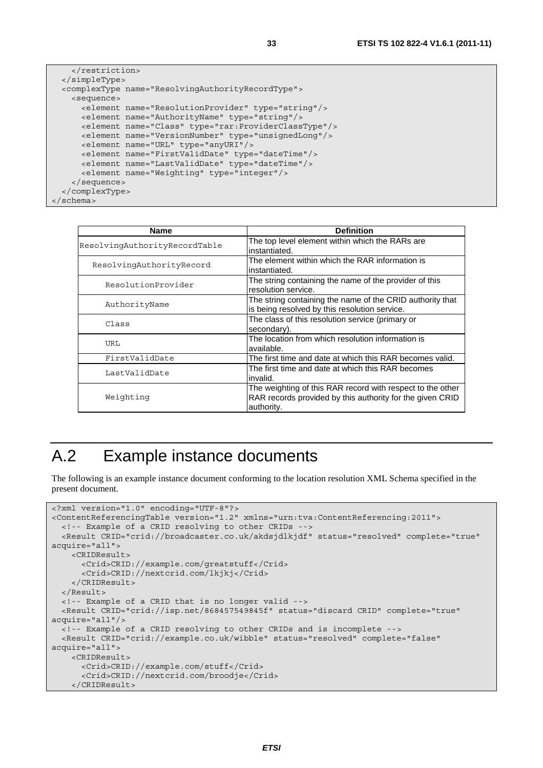```
    </restriction>
  </simpleType>
  <complexType name="ResolvingAuthorityRecordType">
    <sequence>
      <element name="ResolutionProvider" type="string"/>
      <element name="AuthorityName" type="string"/>
      <element name="Class" type="rar:ProviderClassType"/>
      <element name="VersionNumber" type="unsignedLong"/>
      <element name="URL" type="anyURI"/>
      <element name="FirstValidDate" type="dateTime"/>
      <element name="LastValidDate" type="dateTime"/>
      <element name="Weighting" type="integer"/>
    </sequence>
  </complexType>
</schema>
```

| Name | Definition |
|---|---|
| ResolvingAuthorityRecordTable | The top level element within which the RARs are instantiated. |
| ResolvingAuthorityRecord | The element within which the RAR information is instantiated. |
| ResolutionProvider | The string containing the name of the provider of this resolution service. |
| AuthorityName | The string containing the name of the CRID authority that is being resolved by this resolution service. |
| Class | The class of this resolution service (primary or secondary). |
| URL | The location from which resolution information is available. |
| FirstValidDate | The first time and date at which this RAR becomes valid. |
| LastValidDate | The first time and date at which this RAR becomes invalid. |
| Weighting | The weighting of this RAR record with respect to the other RAR records provided by this authority for the given CRID authority. |

# A.2 Example instance documents

The following is an example instance document conforming to the location resolution XML Schema specified in the present document.

```
<?xml version="1.0" encoding="UTF-8"?>
<ContentReferencingTable version="1.2" xmlns="urn:tva:ContentReferencing:2011">
  <!-- Example of a CRID resolving to other CRIDs -->
  <Result CRID="crid://broadcaster.co.uk/akdsjdlkjdf" status="resolved" complete="true"
acquire="all">
    <CRIDResult>
      <Crid>CRID://example.com/greatstuff</Crid>
      <Crid>CRID://nextcrid.com/lkjkj</Crid>
    </CRIDResult>
  </Result>
  <!-- Example of a CRID that is no longer valid -->
  <Result CRID="crid://isp.net/868457549845f" status="discard CRID" complete="true"
acquire="all"/>
  <!-- Example of a CRID resolving to other CRIDs and is incomplete -->
  <Result CRID="crid://example.co.uk/wibble" status="resolved" complete="false"
acquire="all">
    <CRIDResult>
      <Crid>CRID://example.com/stuff</Crid>
      <Crid>CRID://nextcrid.com/broodje</Crid>
    </CRIDResult>
```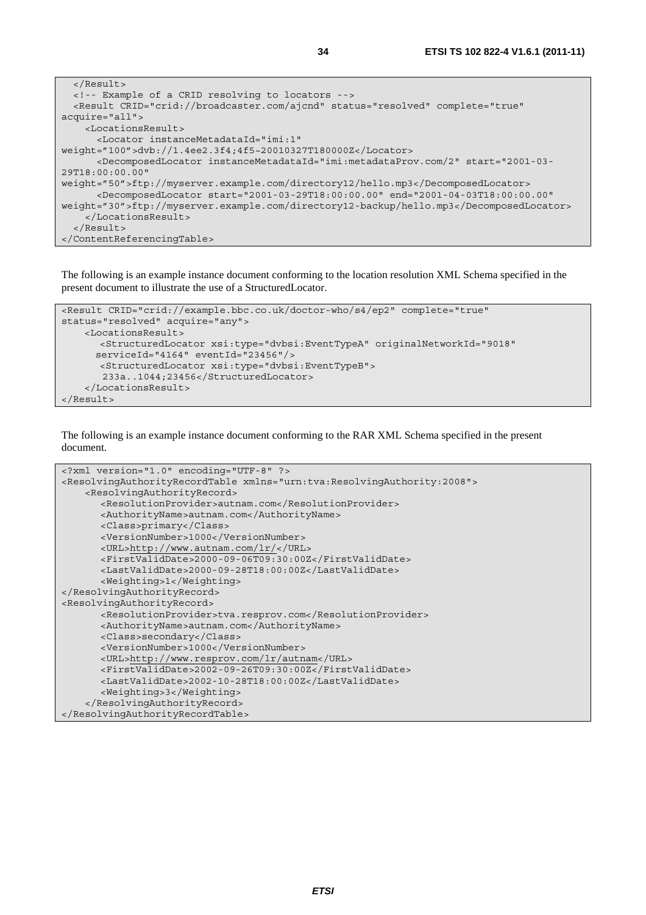```
  </Result>
  <!-- Example of a CRID resolving to locators -->
  <Result CRID="crid://broadcaster.com/ajcnd" status="resolved" complete="true"
acquire="all">
    <LocationsResult>
      <Locator instanceMetadataId="imi:1"
weight="100">dvb://1.4ee2.3f4;4f5~20010327T180000Z</Locator>
      <DecomposedLocator instanceMetadataId="imi:metadataProv.com/2" start="2001-03-
29T18:00:00.00"
weight="50">ftp://myserver.example.com/directory12/hello.mp3</DecomposedLocator>
      <DecomposedLocator start="2001-03-29T18:00:00.00" end="2001-04-03T18:00:00.00"
weight="30">ftp://myserver.example.com/directory12-backup/hello.mp3</DecomposedLocator>
    </LocationsResult>
  </Result>
</ContentReferencingTable>
```

The following is an example instance document conforming to the location resolution XML Schema specified in the present document to illustrate the use of a StructuredLocator.

```
<Result CRID="crid://example.bbc.co.uk/doctor-who/s4/ep2" complete="true"
status="resolved" acquire="any">
    <LocationsResult>
      <StructuredLocator xsi:type="dvbsi:EventTypeA" originalNetworkId="9018"
      serviceId="4164" eventId="23456"/>
      <StructuredLocator xsi:type="dvbsi:EventTypeB">
       233a..1044;23456</StructuredLocator>
    </LocationsResult>
</Result>
```

The following is an example instance document conforming to the RAR XML Schema specified in the present document.

```
<?xml version="1.0" encoding="UTF-8" ?>
<ResolvingAuthorityRecordTable xmlns="urn:tva:ResolvingAuthority:2008">
    <ResolvingAuthorityRecord>
       <ResolutionProvider>autnam.com</ResolutionProvider>
       <AuthorityName>autnam.com</AuthorityName>
       <Class>primary</Class>
       <VersionNumber>1000</VersionNumber>
       <URL>http://www.autnam.com/lr/</URL>
       <FirstValidDate>2000-09-06T09:30:00Z</FirstValidDate>
       <LastValidDate>2000-09-28T18:00:00Z</LastValidDate>
       <Weighting>1</Weighting>
</ResolvingAuthorityRecord>
<ResolvingAuthorityRecord>
       <ResolutionProvider>tva.resprov.com</ResolutionProvider>
       <AuthorityName>autnam.com</AuthorityName>
       <Class>secondary</Class>
       <VersionNumber>1000</VersionNumber>
       <URL>http://www.resprov.com/lr/autnam</URL>
       <FirstValidDate>2002-09-26T09:30:00Z</FirstValidDate>
       <LastValidDate>2002-10-28T18:00:00Z</LastValidDate>
       <Weighting>3</Weighting>
    </ResolvingAuthorityRecord>
</ResolvingAuthorityRecordTable>
```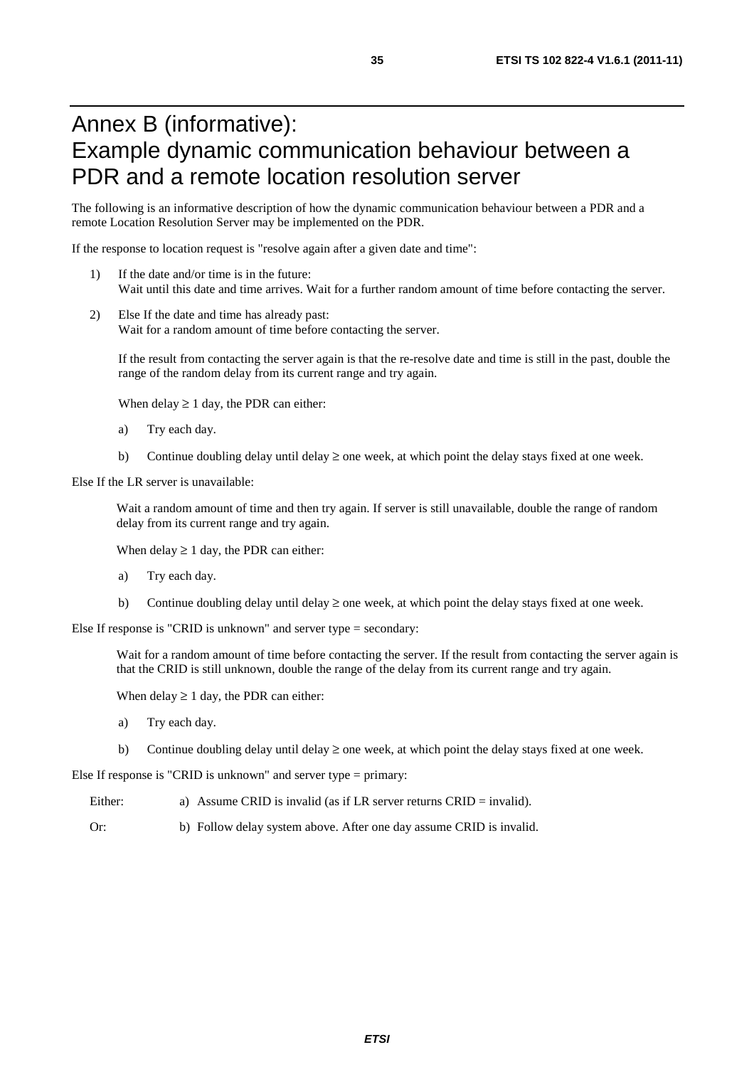# Annex B (informative): Example dynamic communication behaviour between a PDR and a remote location resolution server

The following is an informative description of how the dynamic communication behaviour between a PDR and a remote Location Resolution Server may be implemented on the PDR.

If the response to location request is "resolve again after a given date and time":

1) If the date and/or time is in the future:
   Wait until this date and time arrives. Wait for a further random amount of time before contacting the server.

2) Else If the date and time has already past:
   Wait for a random amount of time before contacting the server.

   If the result from contacting the server again is that the re-resolve date and time is still in the past, double the range of the random delay from its current range and try again.

   When delay ≥ 1 day, the PDR can either:

   a) Try each day.

   b) Continue doubling delay until delay ≥ one week, at which point the delay stays fixed at one week.

Else If the LR server is unavailable:

Wait a random amount of time and then try again. If server is still unavailable, double the range of random delay from its current range and try again.

When delay ≥ 1 day, the PDR can either:

a) Try each day.

b) Continue doubling delay until delay ≥ one week, at which point the delay stays fixed at one week.

Else If response is "CRID is unknown" and server type = secondary:

Wait for a random amount of time before contacting the server. If the result from contacting the server again is that the CRID is still unknown, double the range of the delay from its current range and try again.

When delay ≥ 1 day, the PDR can either:

a) Try each day.

b) Continue doubling delay until delay ≥ one week, at which point the delay stays fixed at one week.

Else If response is "CRID is unknown" and server type = primary:

Either: a) Assume CRID is invalid (as if LR server returns CRID = invalid).

Or: b) Follow delay system above. After one day assume CRID is invalid.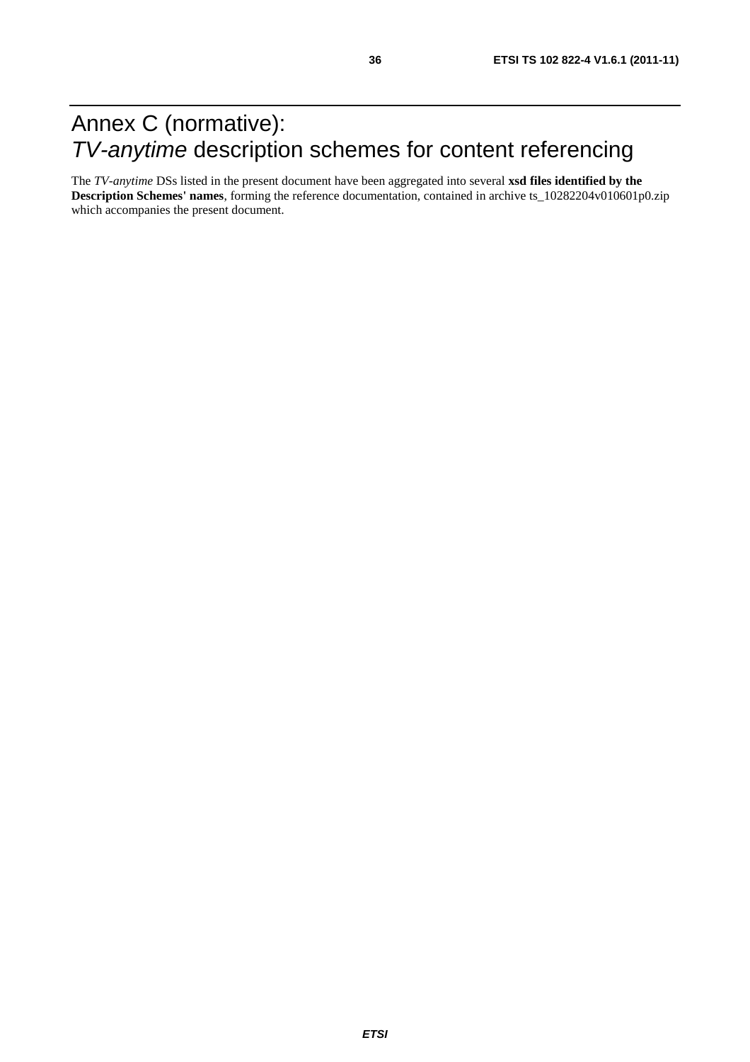# Annex C (normative): *TV-anytime* description schemes for content referencing

The *TV-anytime* DSs listed in the present document have been aggregated into several **xsd files identified by the Description Schemes' names**, forming the reference documentation, contained in archive ts_10282204v010601p0.zip which accompanies the present document.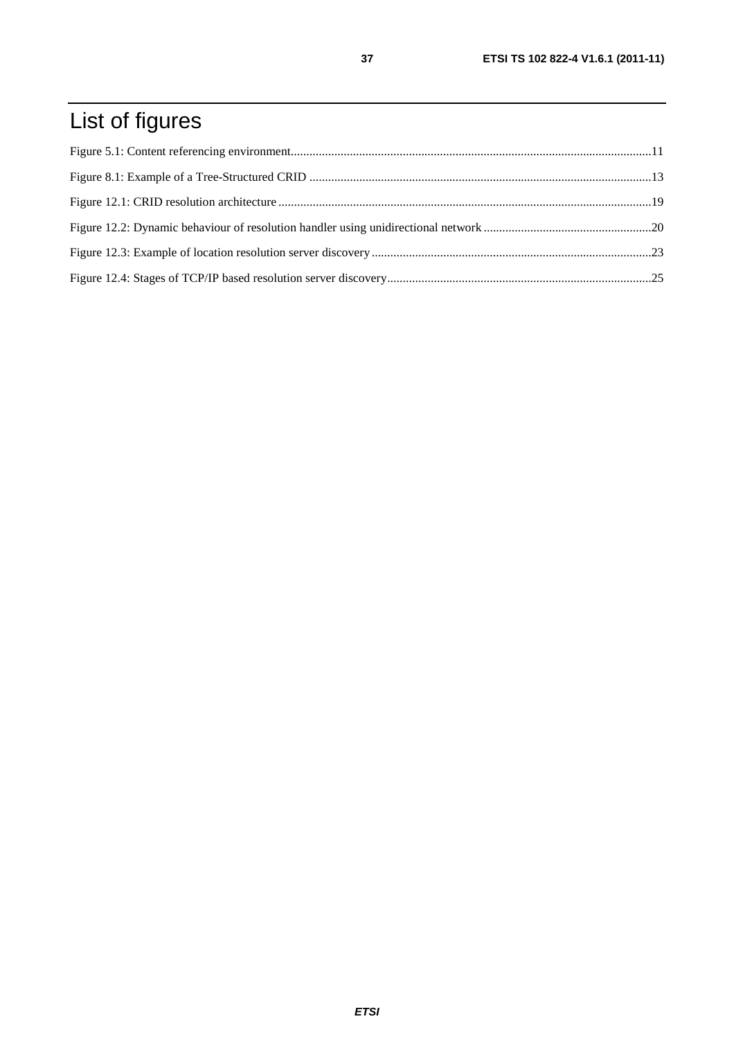# List of figures

Figure 5.1: Content referencing environment....................................................................................................................11

Figure 8.1: Example of a Tree-Structured CRID .............................................................................................................13

Figure 12.1: CRID resolution architecture .......................................................................................................................19

Figure 12.2: Dynamic behaviour of resolution handler using unidirectional network ......................................................20

Figure 12.3: Example of location resolution server discovery .........................................................................................23

Figure 12.4: Stages of TCP/IP based resolution server discovery.....................................................................................25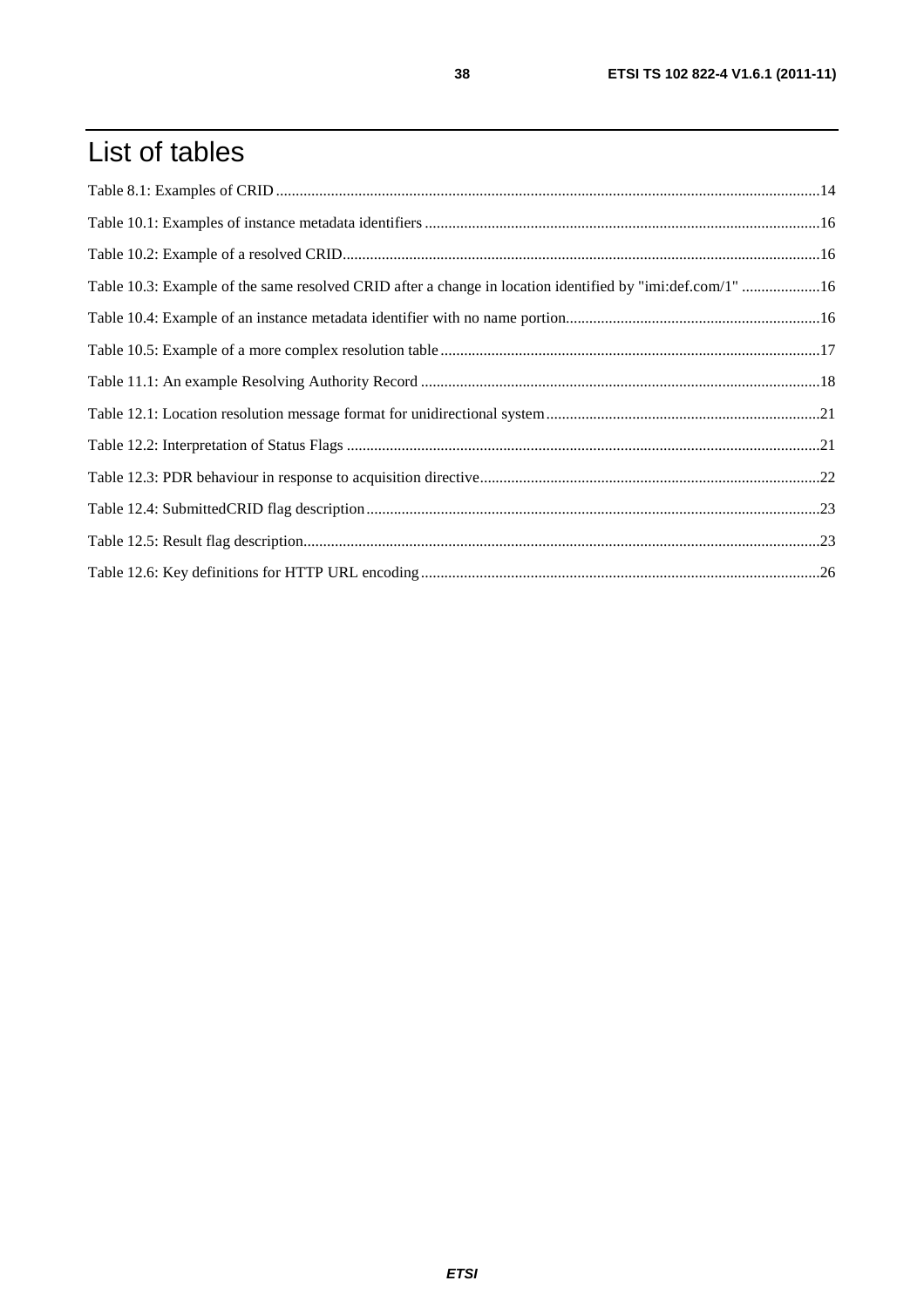# List of tables

Table 8.1: Examples of CRID ........................................................................................................................................14

Table 10.1: Examples of instance metadata identifiers ....................................................................................................16

Table 10.2: Example of a resolved CRID.........................................................................................................................16

Table 10.3: Example of the same resolved CRID after a change in location identified by "imi:def.com/1" ....................16

Table 10.4: Example of an instance metadata identifier with no name portion.................................................................16

Table 10.5: Example of a more complex resolution table .................................................................................................17

Table 11.1: An example Resolving Authority Record ......................................................................................................18

Table 12.1: Location resolution message format for unidirectional system......................................................................21

Table 12.2: Interpretation of Status Flags .........................................................................................................................21

Table 12.3: PDR behaviour in response to acquisition directive.......................................................................................22

Table 12.4: SubmittedCRID flag description....................................................................................................................23

Table 12.5: Result flag description....................................................................................................................................23

Table 12.6: Key definitions for HTTP URL encoding......................................................................................................26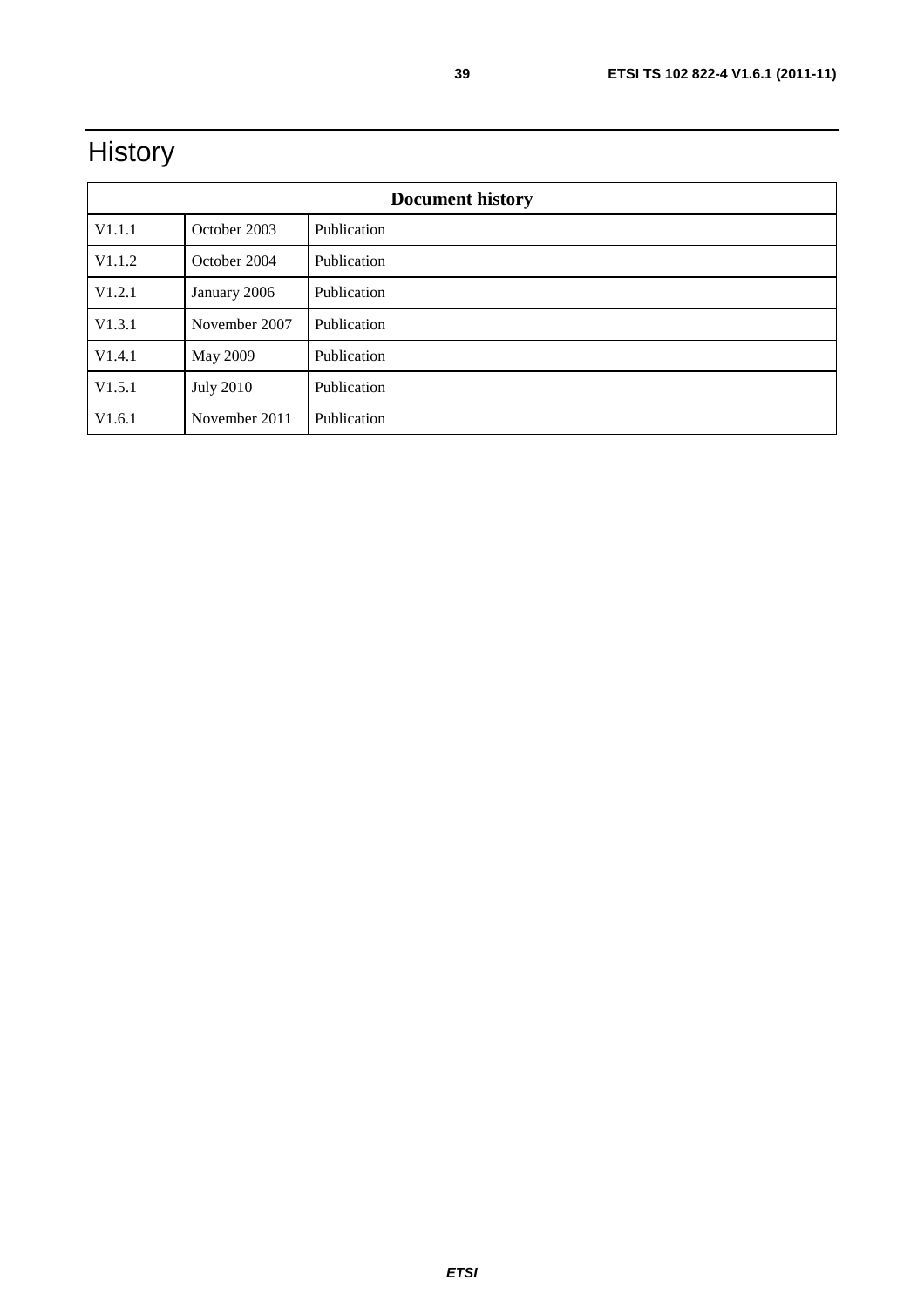# History

| Document history | | |
|---|---|---|
| V1.1.1 | October 2003 | Publication |
| V1.1.2 | October 2004 | Publication |
| V1.2.1 | January 2006 | Publication |
| V1.3.1 | November 2007 | Publication |
| V1.4.1 | May 2009 | Publication |
| V1.5.1 | July 2010 | Publication |
| V1.6.1 | November 2011 | Publication |